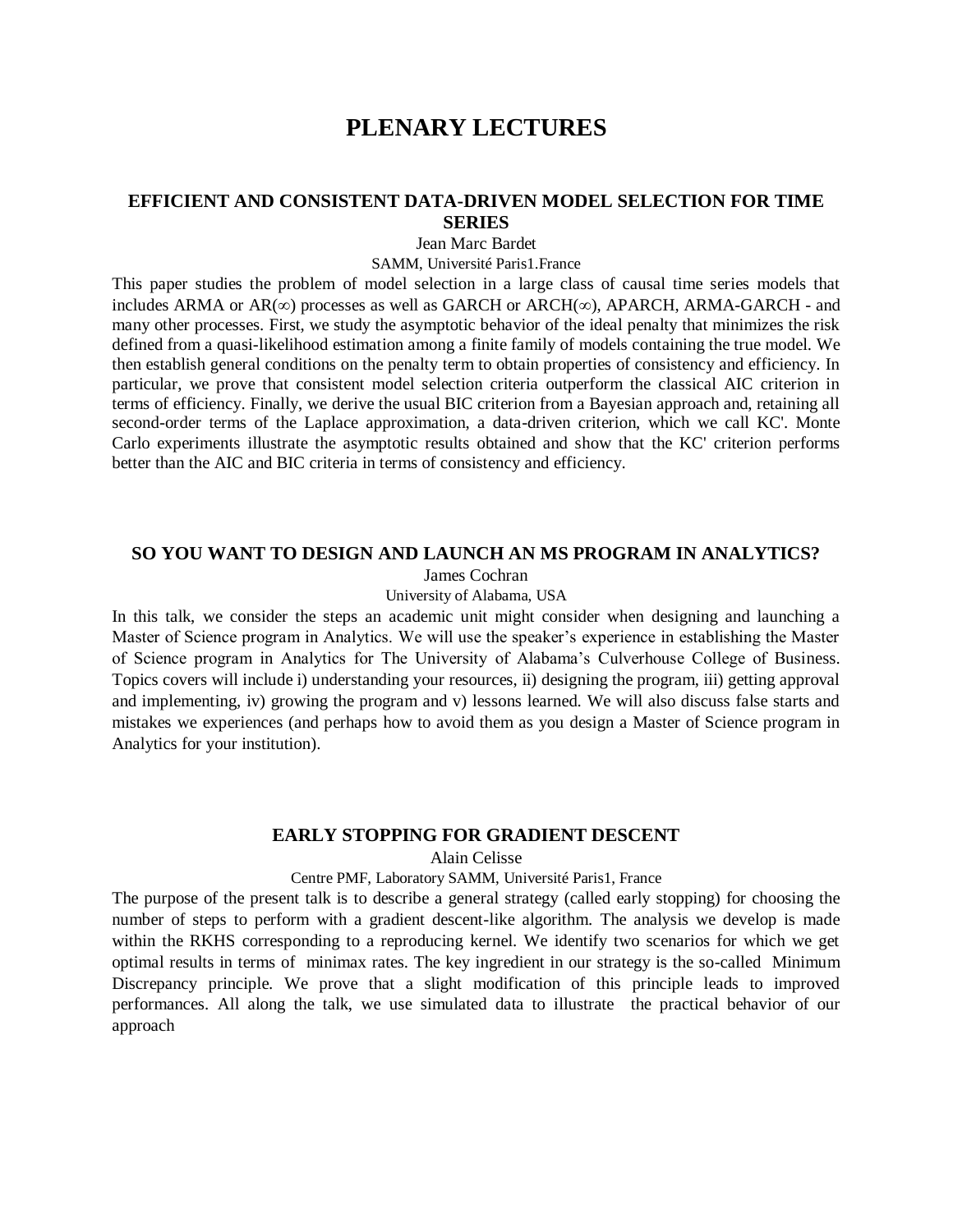# PLENARY LECTURES

## EFFICIENT AND CONSISTENT DATA-DRIVEN MODEL SELECTION FOR TIME SERIES

Jean Marc Bardet

SAMM, Université Paris1.France

This paper studies the problem of model selection in a large class of causal time series models that includes ARMA or AR($\infty$) processes as well as GARCH or ARCH($\infty$), APARCH, ARMA-GARCH - and many other processes. First, we study the asymptotic behavior of the ideal penalty that minimizes the risk defined from a quasi-likelihood estimation among a finite family of models containing the true model. We then establish general conditions on the penalty term to obtain properties of consistency and efficiency. In particular, we prove that consistent model selection criteria outperform the classical AIC criterion in terms of efficiency. Finally, we derive the usual BIC criterion from a Bayesian approach and, retaining all second-order terms of the Laplace approximation, a data-driven criterion, which we call KC'. Monte Carlo experiments illustrate the asymptotic results obtained and show that the KC' criterion performs better than the AIC and BIC criteria in terms of consistency and efficiency.

## SO YOU WANT TO DESIGN AND LAUNCH AN MS PROGRAM IN ANALYTICS?

James Cochran

University of Alabama, USA

In this talk, we consider the steps an academic unit might consider when designing and launching a Master of Science program in Analytics. We will use the speaker's experience in establishing the Master of Science program in Analytics for The University of Alabama's Culverhouse College of Business. Topics covers will include i) understanding your resources, ii) designing the program, iii) getting approval and implementing, iv) growing the program and v) lessons learned. We will also discuss false starts and mistakes we experiences (and perhaps how to avoid them as you design a Master of Science program in Analytics for your institution).

## EARLY STOPPING FOR GRADIENT DESCENT

Alain Celisse

Centre PMF, Laboratory SAMM, Université Paris1, France

The purpose of the present talk is to describe a general strategy (called early stopping) for choosing the number of steps to perform with a gradient descent-like algorithm. The analysis we develop is made within the RKHS corresponding to a reproducing kernel. We identify two scenarios for which we get optimal results in terms of minimax rates. The key ingredient in our strategy is the so-called Minimum Discrepancy principle. We prove that a slight modification of this principle leads to improved performances. All along the talk, we use simulated data to illustrate the practical behavior of our approach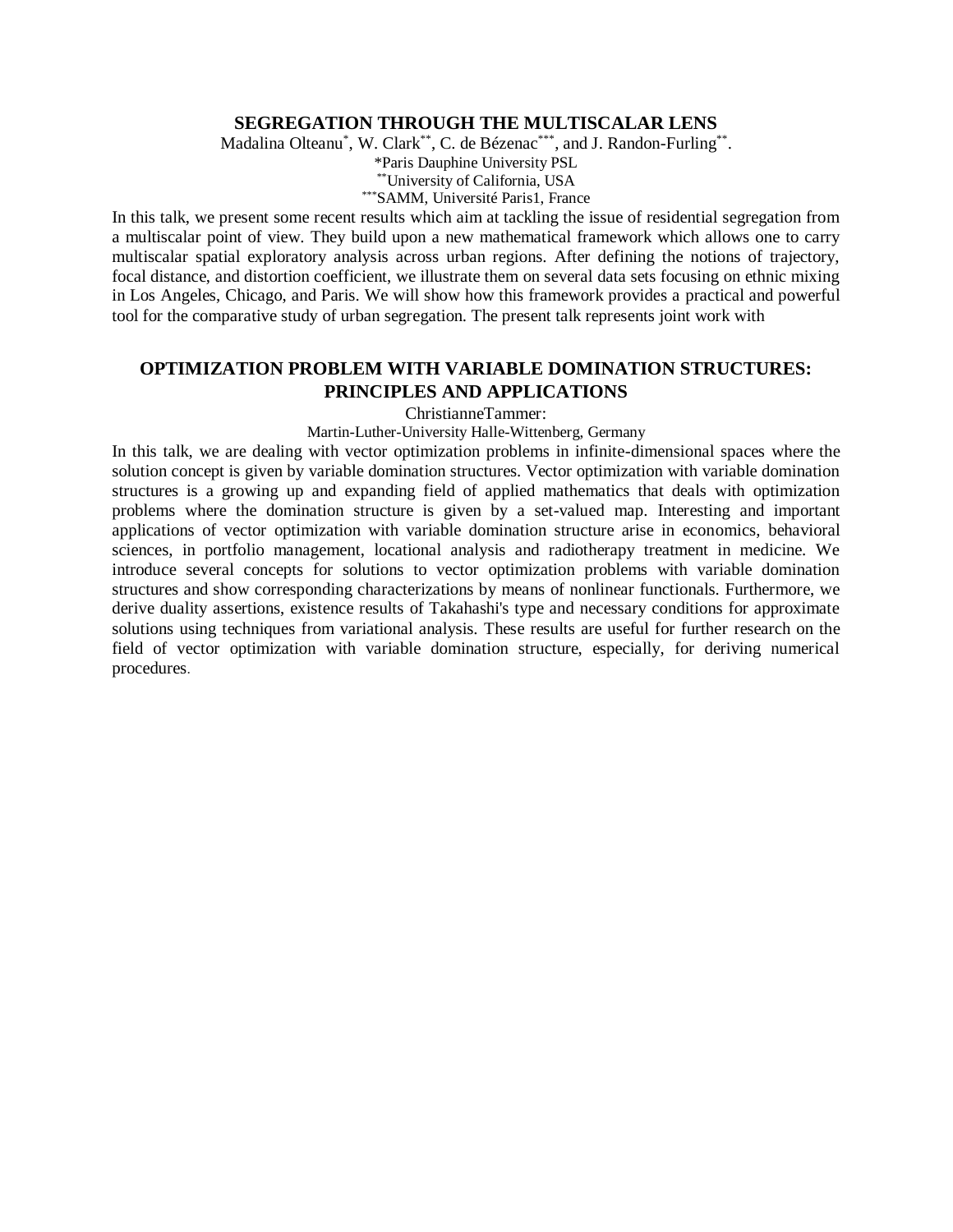## SEGREGATION THROUGH THE MULTISCALAR LENS

Madalina Olteanu[*], W. Clark[**], C. de Bézenac[***], and J. Randon-Furling[**].

[*]Paris Dauphine University PSL

[**]University of California, USA

[***]SAMM, Université Paris1, France

In this talk, we present some recent results which aim at tackling the issue of residential segregation from a multiscalar point of view. They build upon a new mathematical framework which allows one to carry multiscalar spatial exploratory analysis across urban regions. After defining the notions of trajectory, focal distance, and distortion coefficient, we illustrate them on several data sets focusing on ethnic mixing in Los Angeles, Chicago, and Paris. We will show how this framework provides a practical and powerful tool for the comparative study of urban segregation. The present talk represents joint work with

## OPTIMIZATION PROBLEM WITH VARIABLE DOMINATION STRUCTURES: PRINCIPLES AND APPLICATIONS

ChristianneTammer:

Martin-Luther-University Halle-Wittenberg, Germany

In this talk, we are dealing with vector optimization problems in infinite-dimensional spaces where the solution concept is given by variable domination structures. Vector optimization with variable domination structures is a growing up and expanding field of applied mathematics that deals with optimization problems where the domination structure is given by a set-valued map. Interesting and important applications of vector optimization with variable domination structure arise in economics, behavioral sciences, in portfolio management, locational analysis and radiotherapy treatment in medicine. We introduce several concepts for solutions to vector optimization problems with variable domination structures and show corresponding characterizations by means of nonlinear functionals. Furthermore, we derive duality assertions, existence results of Takahashi's type and necessary conditions for approximate solutions using techniques from variational analysis. These results are useful for further research on the field of vector optimization with variable domination structure, especially, for deriving numerical procedures.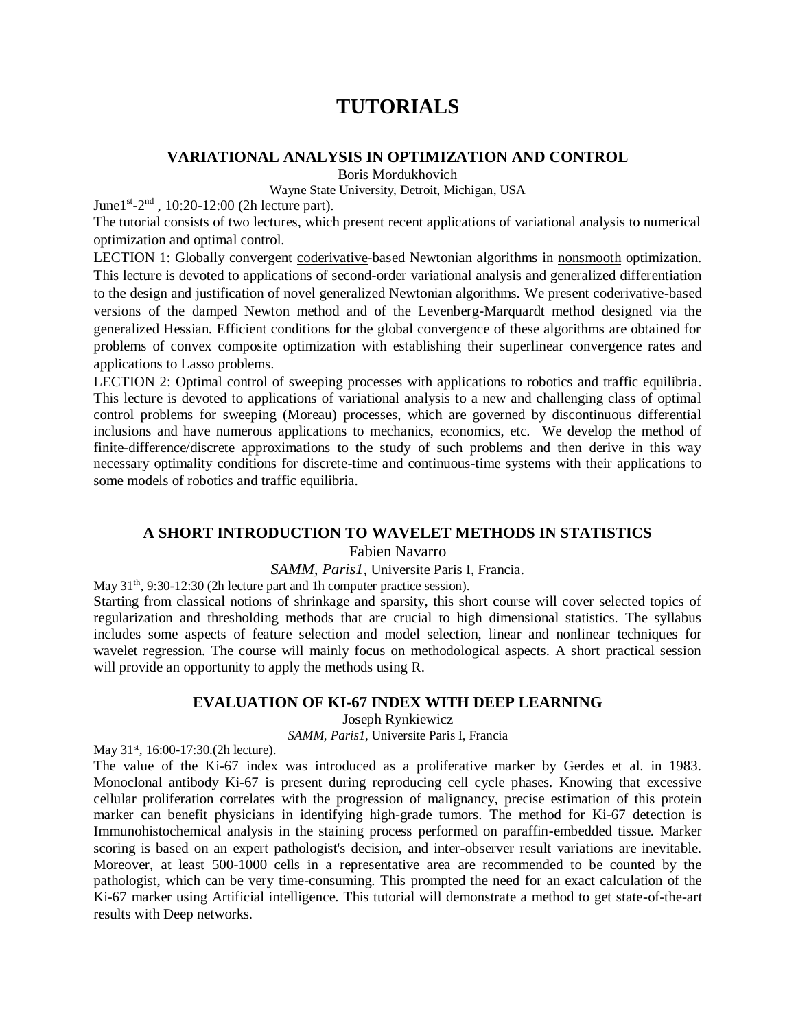# TUTORIALS

### VARIATIONAL ANALYSIS IN OPTIMIZATION AND CONTROL

Boris Mordukhovich

Wayne State University, Detroit, Michigan, USA

June1st-2nd , 10:20-12:00 (2h lecture part).

The tutorial consists of two lectures, which present recent applications of variational analysis to numerical optimization and optimal control.

LECTION 1: Globally convergent coderivative-based Newtonian algorithms in nonsmooth optimization. This lecture is devoted to applications of second-order variational analysis and generalized differentiation to the design and justification of novel generalized Newtonian algorithms. We present coderivative-based versions of the damped Newton method and of the Levenberg-Marquardt method designed via the generalized Hessian. Efficient conditions for the global convergence of these algorithms are obtained for problems of convex composite optimization with establishing their superlinear convergence rates and applications to Lasso problems.

LECTION 2: Optimal control of sweeping processes with applications to robotics and traffic equilibria. This lecture is devoted to applications of variational analysis to a new and challenging class of optimal control problems for sweeping (Moreau) processes, which are governed by discontinuous differential inclusions and have numerous applications to mechanics, economics, etc. We develop the method of finite-difference/discrete approximations to the study of such problems and then derive in this way necessary optimality conditions for discrete-time and continuous-time systems with their applications to some models of robotics and traffic equilibria.

### A SHORT INTRODUCTION TO WAVELET METHODS IN STATISTICS

Fabien Navarro

*SAMM, Paris1*, Universite Paris I, Francia.

May 31th, 9:30-12:30 (2h lecture part and 1h computer practice session).

Starting from classical notions of shrinkage and sparsity, this short course will cover selected topics of regularization and thresholding methods that are crucial to high dimensional statistics. The syllabus includes some aspects of feature selection and model selection, linear and nonlinear techniques for wavelet regression. The course will mainly focus on methodological aspects. A short practical session will provide an opportunity to apply the methods using R.

### EVALUATION OF KI-67 INDEX WITH DEEP LEARNING

Joseph Rynkiewicz

*SAMM, Paris1*, Universite Paris I, Francia

May 31st, 16:00-17:30.(2h lecture).

The value of the Ki-67 index was introduced as a proliferative marker by Gerdes et al. in 1983. Monoclonal antibody Ki-67 is present during reproducing cell cycle phases. Knowing that excessive cellular proliferation correlates with the progression of malignancy, precise estimation of this protein marker can benefit physicians in identifying high-grade tumors. The method for Ki-67 detection is Immunohistochemical analysis in the staining process performed on paraffin-embedded tissue. Marker scoring is based on an expert pathologist's decision, and inter-observer result variations are inevitable. Moreover, at least 500-1000 cells in a representative area are recommended to be counted by the pathologist, which can be very time-consuming. This prompted the need for an exact calculation of the Ki-67 marker using Artificial intelligence. This tutorial will demonstrate a method to get state-of-the-art results with Deep networks.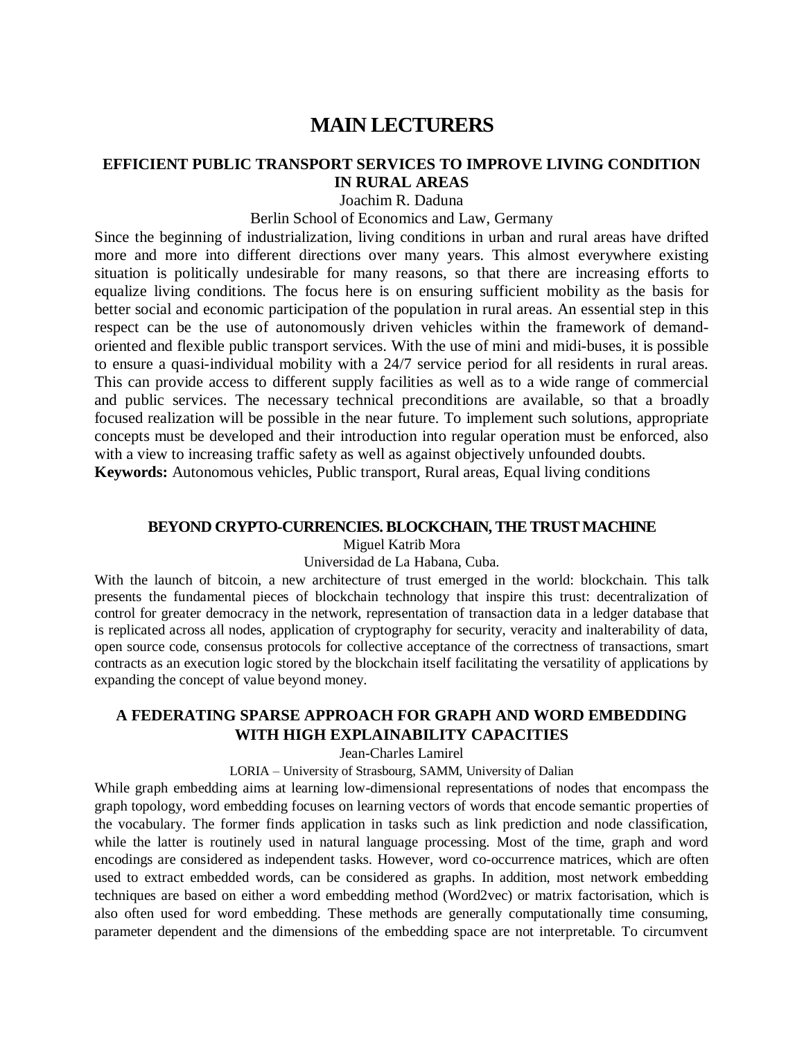# MAIN LECTURERS

## EFFICIENT PUBLIC TRANSPORT SERVICES TO IMPROVE LIVING CONDITION IN RURAL AREAS

Joachim R. Daduna

Berlin School of Economics and Law, Germany

Since the beginning of industrialization, living conditions in urban and rural areas have drifted more and more into different directions over many years. This almost everywhere existing situation is politically undesirable for many reasons, so that there are increasing efforts to equalize living conditions. The focus here is on ensuring sufficient mobility as the basis for better social and economic participation of the population in rural areas. An essential step in this respect can be the use of autonomously driven vehicles within the framework of demand-oriented and flexible public transport services. With the use of mini and midi-buses, it is possible to ensure a quasi-individual mobility with a 24/7 service period for all residents in rural areas. This can provide access to different supply facilities as well as to a wide range of commercial and public services. The necessary technical preconditions are available, so that a broadly focused realization will be possible in the near future. To implement such solutions, appropriate concepts must be developed and their introduction into regular operation must be enforced, also with a view to increasing traffic safety as well as against objectively unfounded doubts.

**Keywords:** Autonomous vehicles, Public transport, Rural areas, Equal living conditions

## BEYOND CRYPTO-CURRENCIES. BLOCKCHAIN, THE TRUST MACHINE

Miguel Katrib Mora

Universidad de La Habana, Cuba.

With the launch of bitcoin, a new architecture of trust emerged in the world: blockchain. This talk presents the fundamental pieces of blockchain technology that inspire this trust: decentralization of control for greater democracy in the network, representation of transaction data in a ledger database that is replicated across all nodes, application of cryptography for security, veracity and inalterability of data, open source code, consensus protocols for collective acceptance of the correctness of transactions, smart contracts as an execution logic stored by the blockchain itself facilitating the versatility of applications by expanding the concept of value beyond money.

## A FEDERATING SPARSE APPROACH FOR GRAPH AND WORD EMBEDDING WITH HIGH EXPLAINABILITY CAPACITIES

Jean-Charles Lamirel

LORIA – University of Strasbourg, SAMM, University of Dalian

While graph embedding aims at learning low-dimensional representations of nodes that encompass the graph topology, word embedding focuses on learning vectors of words that encode semantic properties of the vocabulary. The former finds application in tasks such as link prediction and node classification, while the latter is routinely used in natural language processing. Most of the time, graph and word encodings are considered as independent tasks. However, word co-occurrence matrices, which are often used to extract embedded words, can be considered as graphs. In addition, most network embedding techniques are based on either a word embedding method (Word2vec) or matrix factorisation, which is also often used for word embedding. These methods are generally computationally time consuming, parameter dependent and the dimensions of the embedding space are not interpretable. To circumvent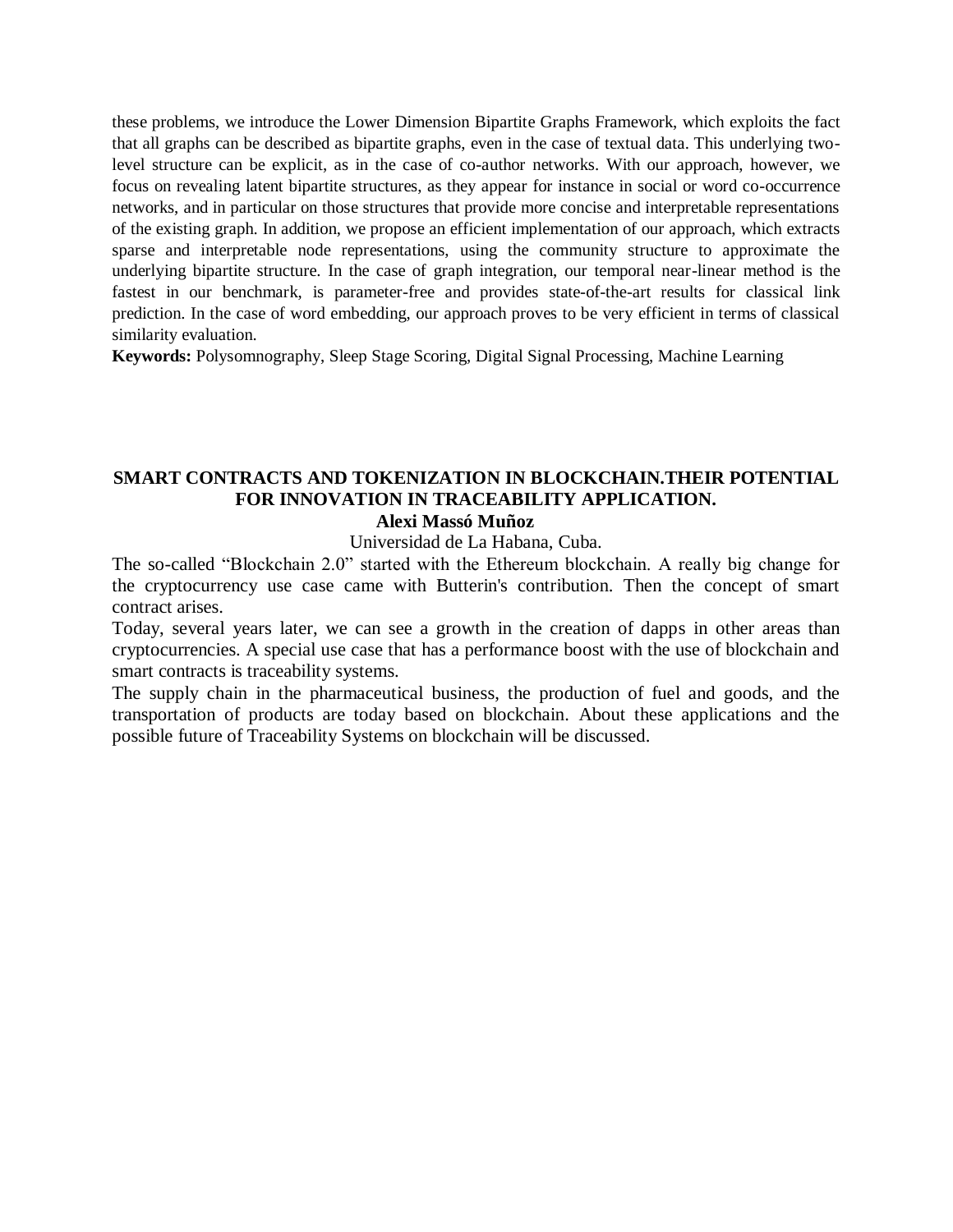these problems, we introduce the Lower Dimension Bipartite Graphs Framework, which exploits the fact that all graphs can be described as bipartite graphs, even in the case of textual data. This underlying two-level structure can be explicit, as in the case of co-author networks. With our approach, however, we focus on revealing latent bipartite structures, as they appear for instance in social or word co-occurrence networks, and in particular on those structures that provide more concise and interpretable representations of the existing graph. In addition, we propose an efficient implementation of our approach, which extracts sparse and interpretable node representations, using the community structure to approximate the underlying bipartite structure. In the case of graph integration, our temporal near-linear method is the fastest in our benchmark, is parameter-free and provides state-of-the-art results for classical link prediction. In the case of word embedding, our approach proves to be very efficient in terms of classical similarity evaluation.

**Keywords:** Polysomnography, Sleep Stage Scoring, Digital Signal Processing, Machine Learning

## SMART CONTRACTS AND TOKENIZATION IN BLOCKCHAIN.THEIR POTENTIAL FOR INNOVATION IN TRACEABILITY APPLICATION.

**Alexi Massó Muñoz**

Universidad de La Habana, Cuba.

The so-called “Blockchain 2.0” started with the Ethereum blockchain. A really big change for the cryptocurrency use case came with Butterin's contribution. Then the concept of smart contract arises.

Today, several years later, we can see a growth in the creation of dapps in other areas than cryptocurrencies. A special use case that has a performance boost with the use of blockchain and smart contracts is traceability systems.

The supply chain in the pharmaceutical business, the production of fuel and goods, and the transportation of products are today based on blockchain. About these applications and the possible future of Traceability Systems on blockchain will be discussed.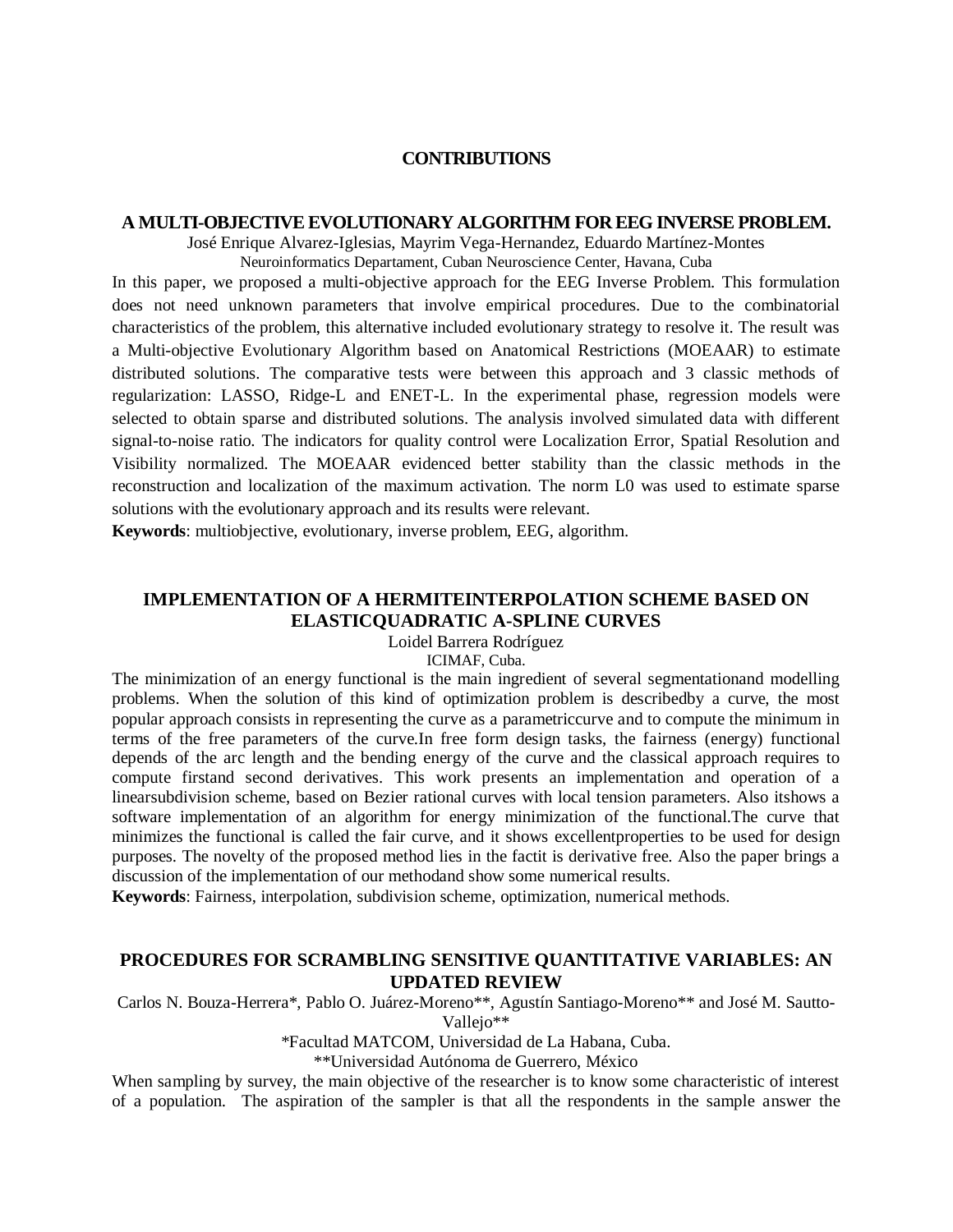# CONTRIBUTIONS

## A MULTI-OBJECTIVE EVOLUTIONARY ALGORITHM FOR EEG INVERSE PROBLEM.

José Enrique Alvarez-Iglesias, Mayrim Vega-Hernandez, Eduardo Martínez-Montes

Neuroinformatics Departament, Cuban Neuroscience Center, Havana, Cuba

In this paper, we proposed a multi-objective approach for the EEG Inverse Problem. This formulation does not need unknown parameters that involve empirical procedures. Due to the combinatorial characteristics of the problem, this alternative included evolutionary strategy to resolve it. The result was a Multi-objective Evolutionary Algorithm based on Anatomical Restrictions (MOEAAR) to estimate distributed solutions. The comparative tests were between this approach and 3 classic methods of regularization: LASSO, Ridge-L and ENET-L. In the experimental phase, regression models were selected to obtain sparse and distributed solutions. The analysis involved simulated data with different signal-to-noise ratio. The indicators for quality control were Localization Error, Spatial Resolution and Visibility normalized. The MOEAAR evidenced better stability than the classic methods in the reconstruction and localization of the maximum activation. The norm L0 was used to estimate sparse solutions with the evolutionary approach and its results were relevant.

**Keywords**: multiobjective, evolutionary, inverse problem, EEG, algorithm.

## IMPLEMENTATION OF A HERMITEINTERPOLATION SCHEME BASED ON ELASTICQUADRATIC A-SPLINE CURVES

Loidel Barrera Rodríguez

ICIMAF, Cuba.

The minimization of an energy functional is the main ingredient of several segmentationand modelling problems. When the solution of this kind of optimization problem is describedby a curve, the most popular approach consists in representing the curve as a parametriccurve and to compute the minimum in terms of the free parameters of the curve.In free form design tasks, the fairness (energy) functional depends of the arc length and the bending energy of the curve and the classical approach requires to compute firstand second derivatives. This work presents an implementation and operation of a linearsubdivision scheme, based on Bezier rational curves with local tension parameters. Also itshows a software implementation of an algorithm for energy minimization of the functional.The curve that minimizes the functional is called the fair curve, and it shows excellentproperties to be used for design purposes. The novelty of the proposed method lies in the factit is derivative free. Also the paper brings a discussion of the implementation of our methodand show some numerical results.

**Keywords**: Fairness, interpolation, subdivision scheme, optimization, numerical methods.

## PROCEDURES FOR SCRAMBLING SENSITIVE QUANTITATIVE VARIABLES: AN UPDATED REVIEW

Carlos N. Bouza-Herrera*, Pablo O. Juárez-Moreno**, Agustín Santiago-Moreno** and José M. Sautto-Vallejo**

*Facultad MATCOM, Universidad de La Habana, Cuba.

**Universidad Autónoma de Guerrero, México

When sampling by survey, the main objective of the researcher is to know some characteristic of interest of a population. The aspiration of the sampler is that all the respondents in the sample answer the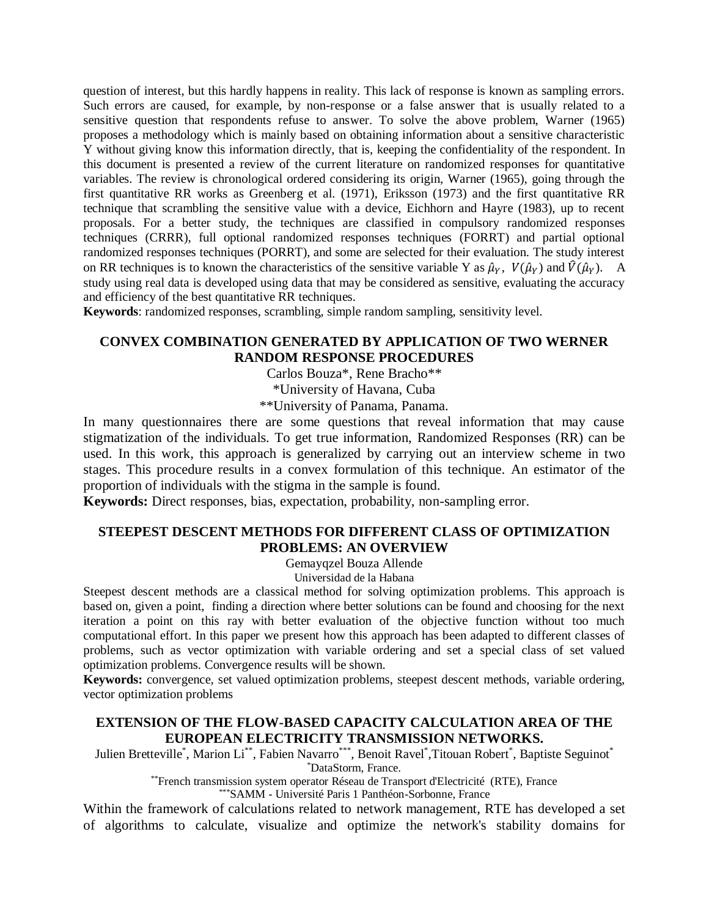question of interest, but this hardly happens in reality. This lack of response is known as sampling errors. Such errors are caused, for example, by non-response or a false answer that is usually related to a sensitive question that respondents refuse to answer. To solve the above problem, Warner (1965) proposes a methodology which is mainly based on obtaining information about a sensitive characteristic Y without giving know this information directly, that is, keeping the confidentiality of the respondent. In this document is presented a review of the current literature on randomized responses for quantitative variables. The review is chronological ordered considering its origin, Warner (1965), going through the first quantitative RR works as Greenberg et al. (1971), Eriksson (1973) and the first quantitative RR technique that scrambling the sensitive value with a device, Eichhorn and Hayre (1983), up to recent proposals. For a better study, the techniques are classified in compulsory randomized responses techniques (CRRR), full optional randomized responses techniques (FORRT) and partial optional randomized responses techniques (PORRT), and some are selected for their evaluation. The study interest on RR techniques is to known the characteristics of the sensitive variable Y as $\hat{\mu}_Y$, $V(\hat{\mu}_Y)$ and $\hat{V}(\hat{\mu}_Y)$. A study using real data is developed using data that may be considered as sensitive, evaluating the accuracy and efficiency of the best quantitative RR techniques.

**Keywords**: randomized responses, scrambling, simple random sampling, sensitivity level.

## CONVEX COMBINATION GENERATED BY APPLICATION OF TWO WERNER RANDOM RESPONSE PROCEDURES

Carlos Bouza*, Rene Bracho**

*University of Havana, Cuba

**University of Panama, Panama.

In many questionnaires there are some questions that reveal information that may cause stigmatization of the individuals. To get true information, Randomized Responses (RR) can be used. In this work, this approach is generalized by carrying out an interview scheme in two stages. This procedure results in a convex formulation of this technique. An estimator of the proportion of individuals with the stigma in the sample is found.

**Keywords:** Direct responses, bias, expectation, probability, non-sampling error.

## STEEPEST DESCENT METHODS FOR DIFFERENT CLASS OF OPTIMIZATION PROBLEMS: AN OVERVIEW

Gemayqzel Bouza Allende

Universidad de la Habana

Steepest descent methods are a classical method for solving optimization problems. This approach is based on, given a point, finding a direction where better solutions can be found and choosing for the next iteration a point on this ray with better evaluation of the objective function without too much computational effort. In this paper we present how this approach has been adapted to different classes of problems, such as vector optimization with variable ordering and set a special class of set valued optimization problems. Convergence results will be shown.

**Keywords:** convergence, set valued optimization problems, steepest descent methods, variable ordering, vector optimization problems

## EXTENSION OF THE FLOW-BASED CAPACITY CALCULATION AREA OF THE EUROPEAN ELECTRICITY TRANSMISSION NETWORKS.

Julien Bretteville*, Marion Li**, Fabien Navarro***, Benoit Ravel*, Titouan Robert*, Baptiste Seguinot*

*DataStorm, France.

**French transmission system operator Réseau de Transport d'Electricité (RTE), France

***SAMM - Université Paris 1 Panthéon-Sorbonne, France

Within the framework of calculations related to network management, RTE has developed a set of algorithms to calculate, visualize and optimize the network's stability domains for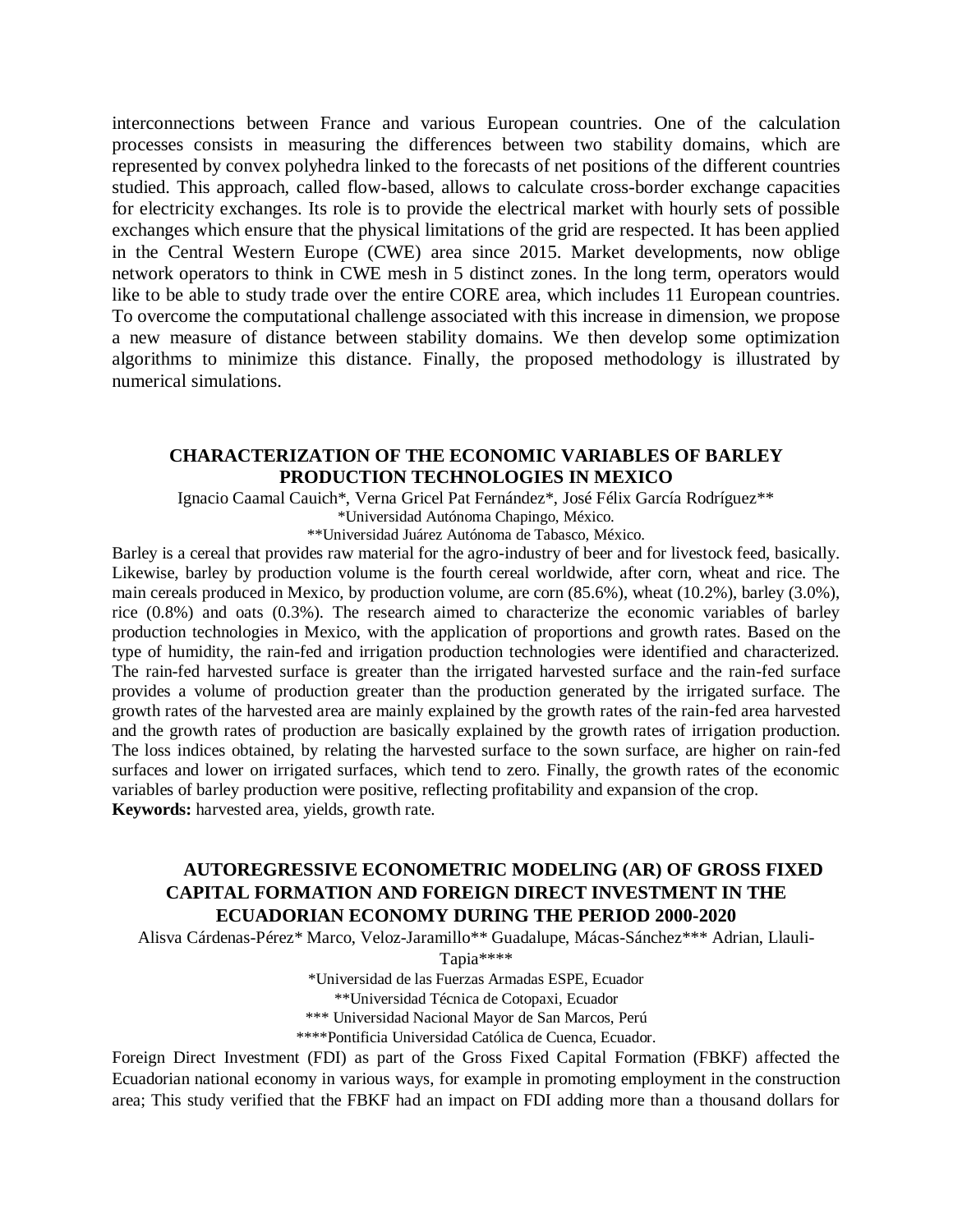interconnections between France and various European countries. One of the calculation processes consists in measuring the differences between two stability domains, which are represented by convex polyhedra linked to the forecasts of net positions of the different countries studied. This approach, called flow-based, allows to calculate cross-border exchange capacities for electricity exchanges. Its role is to provide the electrical market with hourly sets of possible exchanges which ensure that the physical limitations of the grid are respected. It has been applied in the Central Western Europe (CWE) area since 2015. Market developments, now oblige network operators to think in CWE mesh in 5 distinct zones. In the long term, operators would like to be able to study trade over the entire CORE area, which includes 11 European countries. To overcome the computational challenge associated with this increase in dimension, we propose a new measure of distance between stability domains. We then develop some optimization algorithms to minimize this distance. Finally, the proposed methodology is illustrated by numerical simulations.

## CHARACTERIZATION OF THE ECONOMIC VARIABLES OF BARLEY PRODUCTION TECHNOLOGIES IN MEXICO

Ignacio Caamal Cauich*, Verna Gricel Pat Fernández*, José Félix García Rodríguez**

*Universidad Autónoma Chapingo, México.

**Universidad Juárez Autónoma de Tabasco, México.

Barley is a cereal that provides raw material for the agro-industry of beer and for livestock feed, basically. Likewise, barley by production volume is the fourth cereal worldwide, after corn, wheat and rice. The main cereals produced in Mexico, by production volume, are corn (85.6%), wheat (10.2%), barley (3.0%), rice (0.8%) and oats (0.3%). The research aimed to characterize the economic variables of barley production technologies in Mexico, with the application of proportions and growth rates. Based on the type of humidity, the rain-fed and irrigation production technologies were identified and characterized. The rain-fed harvested surface is greater than the irrigated harvested surface and the rain-fed surface provides a volume of production greater than the production generated by the irrigated surface. The growth rates of the harvested area are mainly explained by the growth rates of the rain-fed area harvested and the growth rates of production are basically explained by the growth rates of irrigation production. The loss indices obtained, by relating the harvested surface to the sown surface, are higher on rain-fed surfaces and lower on irrigated surfaces, which tend to zero. Finally, the growth rates of the economic variables of barley production were positive, reflecting profitability and expansion of the crop.

**Keywords:** harvested area, yields, growth rate.

## AUTOREGRESSIVE ECONOMETRIC MODELING (AR) OF GROSS FIXED CAPITAL FORMATION AND FOREIGN DIRECT INVESTMENT IN THE ECUADORIAN ECONOMY DURING THE PERIOD 2000-2020

Alisva Cárdenas-Pérez* Marco, Veloz-Jaramillo** Guadalupe, Mácas-Sánchez*** Adrian, Llauli-Tapia****

*Universidad de las Fuerzas Armadas ESPE, Ecuador

**Universidad Técnica de Cotopaxi, Ecuador

*** Universidad Nacional Mayor de San Marcos, Perú

****Pontificia Universidad Católica de Cuenca, Ecuador.

Foreign Direct Investment (FDI) as part of the Gross Fixed Capital Formation (FBKF) affected the Ecuadorian national economy in various ways, for example in promoting employment in the construction area; This study verified that the FBKF had an impact on FDI adding more than a thousand dollars for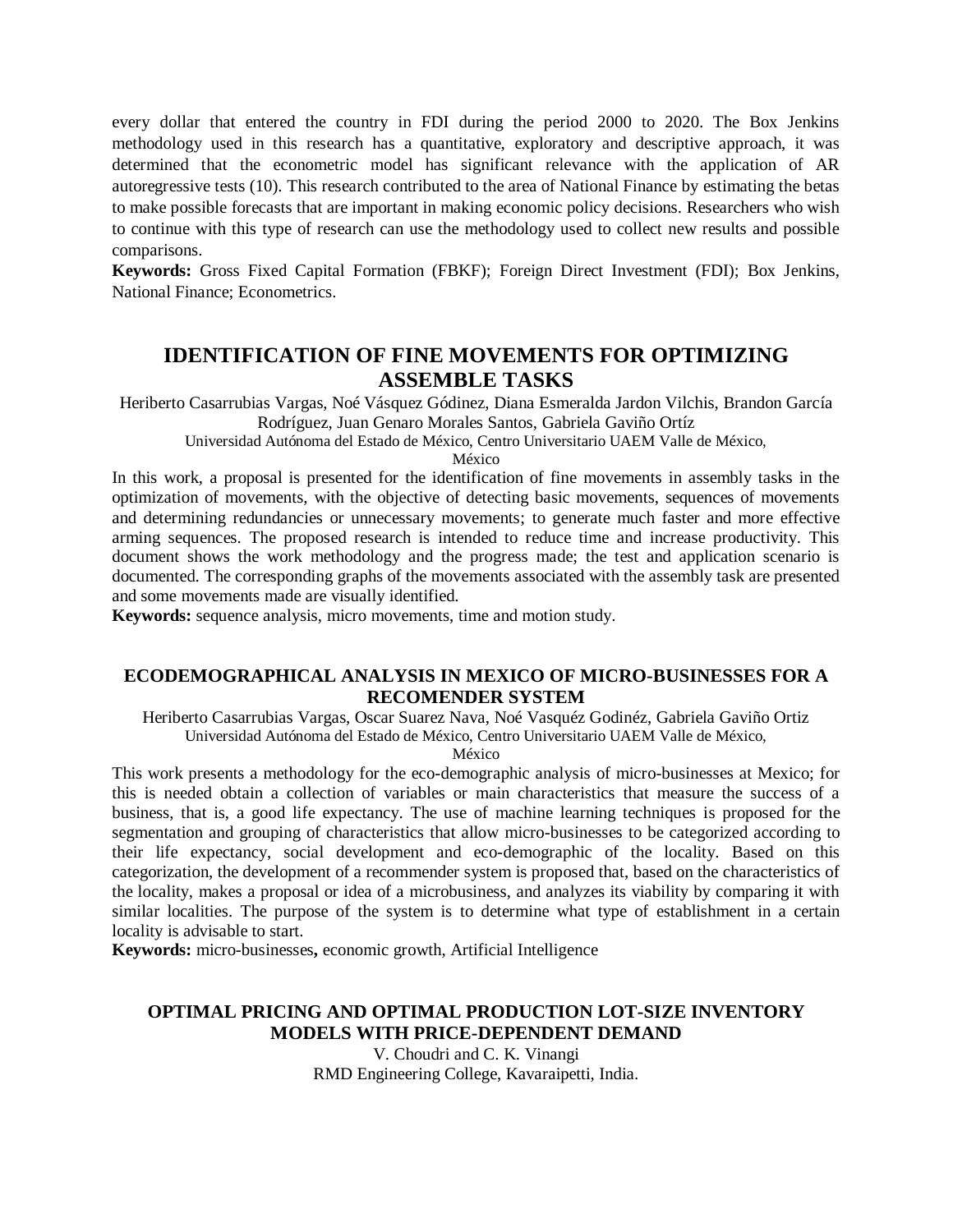every dollar that entered the country in FDI during the period 2000 to 2020. The Box Jenkins methodology used in this research has a quantitative, exploratory and descriptive approach, it was determined that the econometric model has significant relevance with the application of AR autoregressive tests (10). This research contributed to the area of National Finance by estimating the betas to make possible forecasts that are important in making economic policy decisions. Researchers who wish to continue with this type of research can use the methodology used to collect new results and possible comparisons.

**Keywords:** Gross Fixed Capital Formation (FBKF); Foreign Direct Investment (FDI); Box Jenkins, National Finance; Econometrics.

## IDENTIFICATION OF FINE MOVEMENTS FOR OPTIMIZING ASSEMBLE TASKS

Heriberto Casarrubias Vargas, Noé Vásquez Gódinez, Diana Esmeralda Jardon Vilchis, Brandon García Rodríguez, Juan Genaro Morales Santos, Gabriela Gaviño Ortíz

Universidad Autónoma del Estado de México, Centro Universitario UAEM Valle de México, México

In this work, a proposal is presented for the identification of fine movements in assembly tasks in the optimization of movements, with the objective of detecting basic movements, sequences of movements and determining redundancies or unnecessary movements; to generate much faster and more effective arming sequences. The proposed research is intended to reduce time and increase productivity. This document shows the work methodology and the progress made; the test and application scenario is documented. The corresponding graphs of the movements associated with the assembly task are presented and some movements made are visually identified.

**Keywords:** sequence analysis, micro movements, time and motion study.

### ECODEMOGRAPHICAL ANALYSIS IN MEXICO OF MICRO-BUSINESSES FOR A RECOMENDER SYSTEM

Heriberto Casarrubias Vargas, Oscar Suarez Nava, Noé Vasquéz Godinéz, Gabriela Gaviño Ortiz

Universidad Autónoma del Estado de México, Centro Universitario UAEM Valle de México, México

This work presents a methodology for the eco-demographic analysis of micro-businesses at Mexico; for this is needed obtain a collection of variables or main characteristics that measure the success of a business, that is, a good life expectancy. The use of machine learning techniques is proposed for the segmentation and grouping of characteristics that allow micro-businesses to be categorized according to their life expectancy, social development and eco-demographic of the locality. Based on this categorization, the development of a recommender system is proposed that, based on the characteristics of the locality, makes a proposal or idea of a microbusiness, and analyzes its viability by comparing it with similar localities. The purpose of the system is to determine what type of establishment in a certain locality is advisable to start.

**Keywords:** micro-businesses**,** economic growth, Artificial Intelligence

### OPTIMAL PRICING AND OPTIMAL PRODUCTION LOT-SIZE INVENTORY MODELS WITH PRICE-DEPENDENT DEMAND

V. Choudri and C. K. Vinangi

RMD Engineering College, Kavaraipetti, India.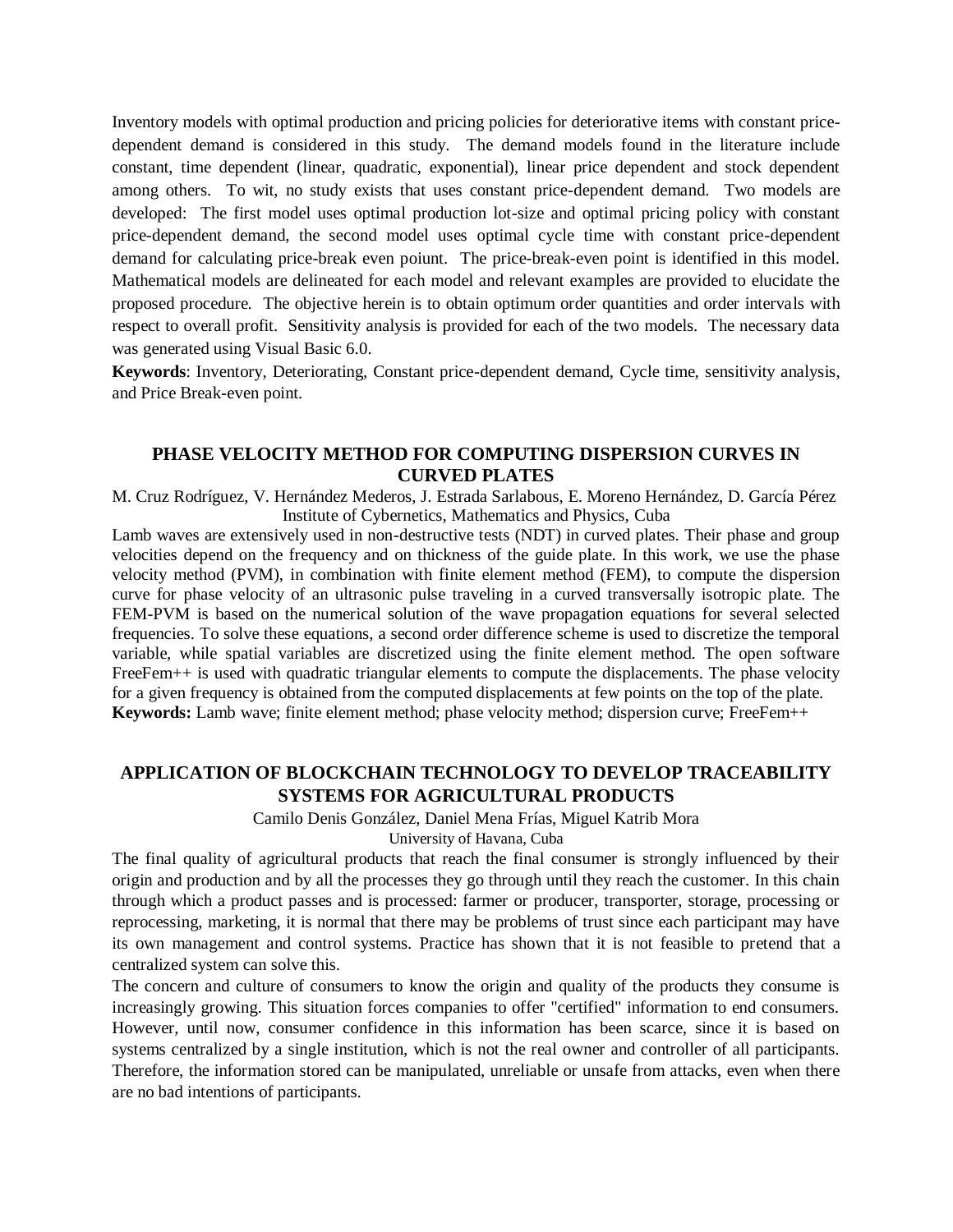Inventory models with optimal production and pricing policies for deteriorative items with constant price-dependent demand is considered in this study. The demand models found in the literature include constant, time dependent (linear, quadratic, exponential), linear price dependent and stock dependent among others. To wit, no study exists that uses constant price-dependent demand. Two models are developed: The first model uses optimal production lot-size and optimal pricing policy with constant price-dependent demand, the second model uses optimal cycle time with constant price-dependent demand for calculating price-break even poiunt. The price-break-even point is identified in this model. Mathematical models are delineated for each model and relevant examples are provided to elucidate the proposed procedure. The objective herein is to obtain optimum order quantities and order intervals with respect to overall profit. Sensitivity analysis is provided for each of the two models. The necessary data was generated using Visual Basic 6.0.

**Keywords**: Inventory, Deteriorating, Constant price-dependent demand, Cycle time, sensitivity analysis, and Price Break-even point.

## PHASE VELOCITY METHOD FOR COMPUTING DISPERSION CURVES IN CURVED PLATES

M. Cruz Rodríguez, V. Hernández Mederos, J. Estrada Sarlabous, E. Moreno Hernández, D. García Pérez
Institute of Cybernetics, Mathematics and Physics, Cuba

Lamb waves are extensively used in non-destructive tests (NDT) in curved plates. Their phase and group velocities depend on the frequency and on thickness of the guide plate. In this work, we use the phase velocity method (PVM), in combination with finite element method (FEM), to compute the dispersion curve for phase velocity of an ultrasonic pulse traveling in a curved transversally isotropic plate. The FEM-PVM is based on the numerical solution of the wave propagation equations for several selected frequencies. To solve these equations, a second order difference scheme is used to discretize the temporal variable, while spatial variables are discretized using the finite element method. The open software FreeFem++ is used with quadratic triangular elements to compute the displacements. The phase velocity for a given frequency is obtained from the computed displacements at few points on the top of the plate.

**Keywords:** Lamb wave; finite element method; phase velocity method; dispersion curve; FreeFem++

## APPLICATION OF BLOCKCHAIN TECHNOLOGY TO DEVELOP TRACEABILITY SYSTEMS FOR AGRICULTURAL PRODUCTS

Camilo Denis González, Daniel Mena Frías, Miguel Katrib Mora
University of Havana, Cuba

The final quality of agricultural products that reach the final consumer is strongly influenced by their origin and production and by all the processes they go through until they reach the customer. In this chain through which a product passes and is processed: farmer or producer, transporter, storage, processing or reprocessing, marketing, it is normal that there may be problems of trust since each participant may have its own management and control systems. Practice has shown that it is not feasible to pretend that a centralized system can solve this.

The concern and culture of consumers to know the origin and quality of the products they consume is increasingly growing. This situation forces companies to offer "certified" information to end consumers. However, until now, consumer confidence in this information has been scarce, since it is based on systems centralized by a single institution, which is not the real owner and controller of all participants. Therefore, the information stored can be manipulated, unreliable or unsafe from attacks, even when there are no bad intentions of participants.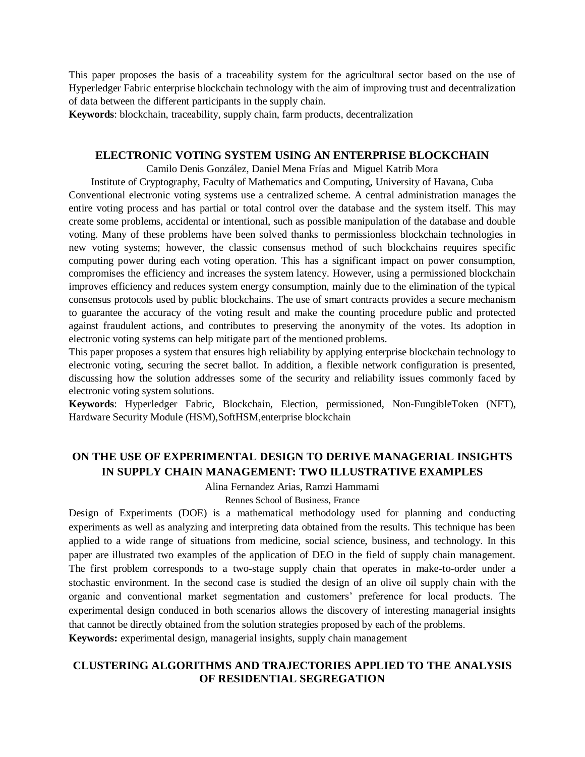This paper proposes the basis of a traceability system for the agricultural sector based on the use of Hyperledger Fabric enterprise blockchain technology with the aim of improving trust and decentralization of data between the different participants in the supply chain.

**Keywords**: blockchain, traceability, supply chain, farm products, decentralization

## ELECTRONIC VOTING SYSTEM USING AN ENTERPRISE BLOCKCHAIN

Camilo Denis González, Daniel Mena Frías and Miguel Katrib Mora

Institute of Cryptography, Faculty of Mathematics and Computing, University of Havana, Cuba

Conventional electronic voting systems use a centralized scheme. A central administration manages the entire voting process and has partial or total control over the database and the system itself. This may create some problems, accidental or intentional, such as possible manipulation of the database and double voting. Many of these problems have been solved thanks to permissionless blockchain technologies in new voting systems; however, the classic consensus method of such blockchains requires specific computing power during each voting operation. This has a significant impact on power consumption, compromises the efficiency and increases the system latency. However, using a permissioned blockchain improves efficiency and reduces system energy consumption, mainly due to the elimination of the typical consensus protocols used by public blockchains. The use of smart contracts provides a secure mechanism to guarantee the accuracy of the voting result and make the counting procedure public and protected against fraudulent actions, and contributes to preserving the anonymity of the votes. Its adoption in electronic voting systems can help mitigate part of the mentioned problems.

This paper proposes a system that ensures high reliability by applying enterprise blockchain technology to electronic voting, securing the secret ballot. In addition, a flexible network configuration is presented, discussing how the solution addresses some of the security and reliability issues commonly faced by electronic voting system solutions.

**Keywords**: Hyperledger Fabric, Blockchain, Election, permissioned, Non-FungibleToken (NFT), Hardware Security Module (HSM),SoftHSM,enterprise blockchain

## ON THE USE OF EXPERIMENTAL DESIGN TO DERIVE MANAGERIAL INSIGHTS IN SUPPLY CHAIN MANAGEMENT: TWO ILLUSTRATIVE EXAMPLES

Alina Fernandez Arias, Ramzi Hammami

Rennes School of Business, France

Design of Experiments (DOE) is a mathematical methodology used for planning and conducting experiments as well as analyzing and interpreting data obtained from the results. This technique has been applied to a wide range of situations from medicine, social science, business, and technology. In this paper are illustrated two examples of the application of DEO in the field of supply chain management. The first problem corresponds to a two-stage supply chain that operates in make-to-order under a stochastic environment. In the second case is studied the design of an olive oil supply chain with the organic and conventional market segmentation and customers' preference for local products. The experimental design conduced in both scenarios allows the discovery of interesting managerial insights that cannot be directly obtained from the solution strategies proposed by each of the problems.

**Keywords:** experimental design, managerial insights, supply chain management

## CLUSTERING ALGORITHMS AND TRAJECTORIES APPLIED TO THE ANALYSIS OF RESIDENTIAL SEGREGATION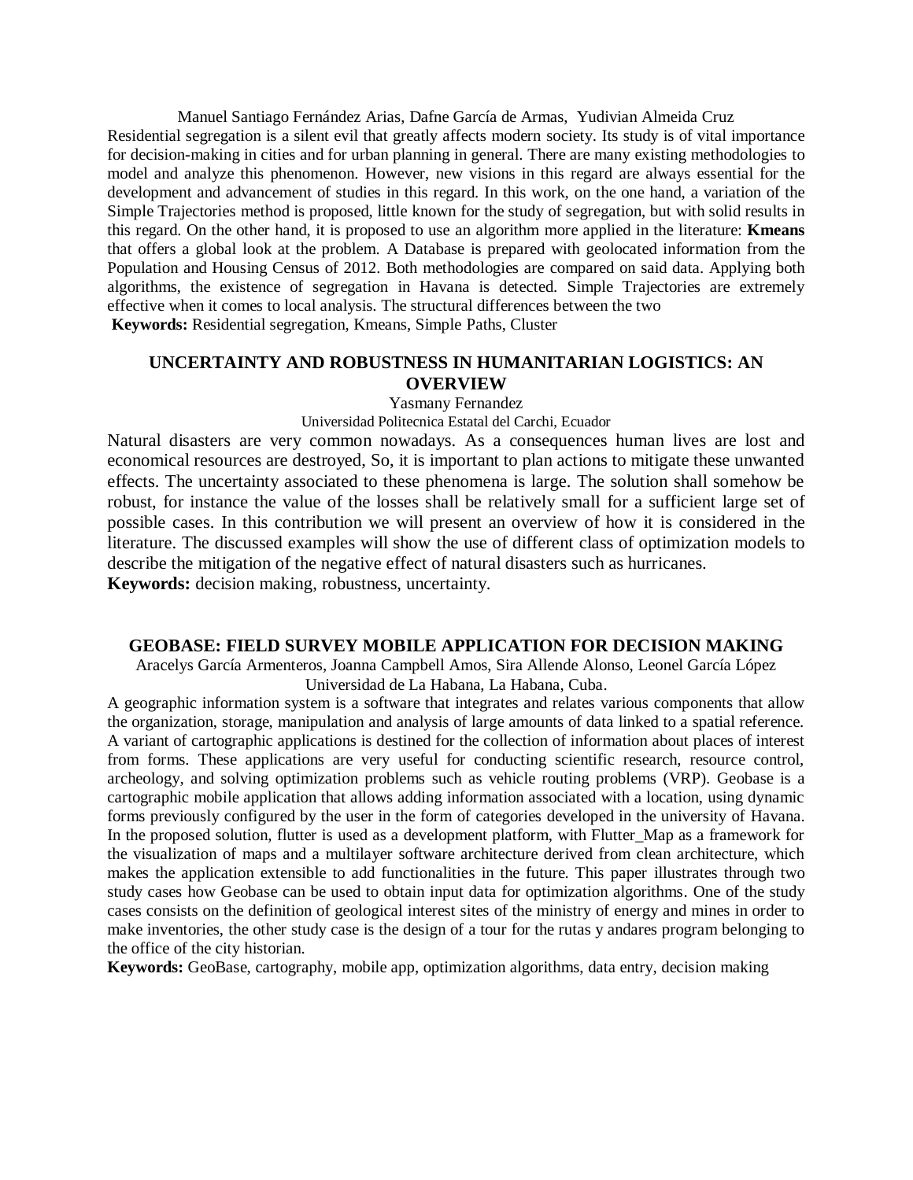Manuel Santiago Fernández Arias, Dafne García de Armas, Yudivian Almeida Cruz

Residential segregation is a silent evil that greatly affects modern society. Its study is of vital importance for decision-making in cities and for urban planning in general. There are many existing methodologies to model and analyze this phenomenon. However, new visions in this regard are always essential for the development and advancement of studies in this regard. In this work, on the one hand, a variation of the Simple Trajectories method is proposed, little known for the study of segregation, but with solid results in this regard. On the other hand, it is proposed to use an algorithm more applied in the literature: **Kmeans** that offers a global look at the problem. A Database is prepared with geolocated information from the Population and Housing Census of 2012. Both methodologies are compared on said data. Applying both algorithms, the existence of segregation in Havana is detected. Simple Trajectories are extremely effective when it comes to local analysis. The structural differences between the two

**Keywords:** Residential segregation, Kmeans, Simple Paths, Cluster

## UNCERTAINTY AND ROBUSTNESS IN HUMANITARIAN LOGISTICS: AN OVERVIEW

Yasmany Fernandez

Universidad Politecnica Estatal del Carchi, Ecuador

Natural disasters are very common nowadays. As a consequences human lives are lost and economical resources are destroyed, So, it is important to plan actions to mitigate these unwanted effects. The uncertainty associated to these phenomena is large. The solution shall somehow be robust, for instance the value of the losses shall be relatively small for a sufficient large set of possible cases. In this contribution we will present an overview of how it is considered in the literature. The discussed examples will show the use of different class of optimization models to describe the mitigation of the negative effect of natural disasters such as hurricanes.

**Keywords:** decision making, robustness, uncertainty.

## GEOBASE: FIELD SURVEY MOBILE APPLICATION FOR DECISION MAKING

Aracelys García Armenteros, Joanna Campbell Amos, Sira Allende Alonso, Leonel García López

Universidad de La Habana, La Habana, Cuba.

A geographic information system is a software that integrates and relates various components that allow the organization, storage, manipulation and analysis of large amounts of data linked to a spatial reference. A variant of cartographic applications is destined for the collection of information about places of interest from forms. These applications are very useful for conducting scientific research, resource control, archeology, and solving optimization problems such as vehicle routing problems (VRP). Geobase is a cartographic mobile application that allows adding information associated with a location, using dynamic forms previously configured by the user in the form of categories developed in the university of Havana. In the proposed solution, flutter is used as a development platform, with Flutter_Map as a framework for the visualization of maps and a multilayer software architecture derived from clean architecture, which makes the application extensible to add functionalities in the future. This paper illustrates through two study cases how Geobase can be used to obtain input data for optimization algorithms. One of the study cases consists on the definition of geological interest sites of the ministry of energy and mines in order to make inventories, the other study case is the design of a tour for the rutas y andares program belonging to the office of the city historian.

**Keywords:** GeoBase, cartography, mobile app, optimization algorithms, data entry, decision making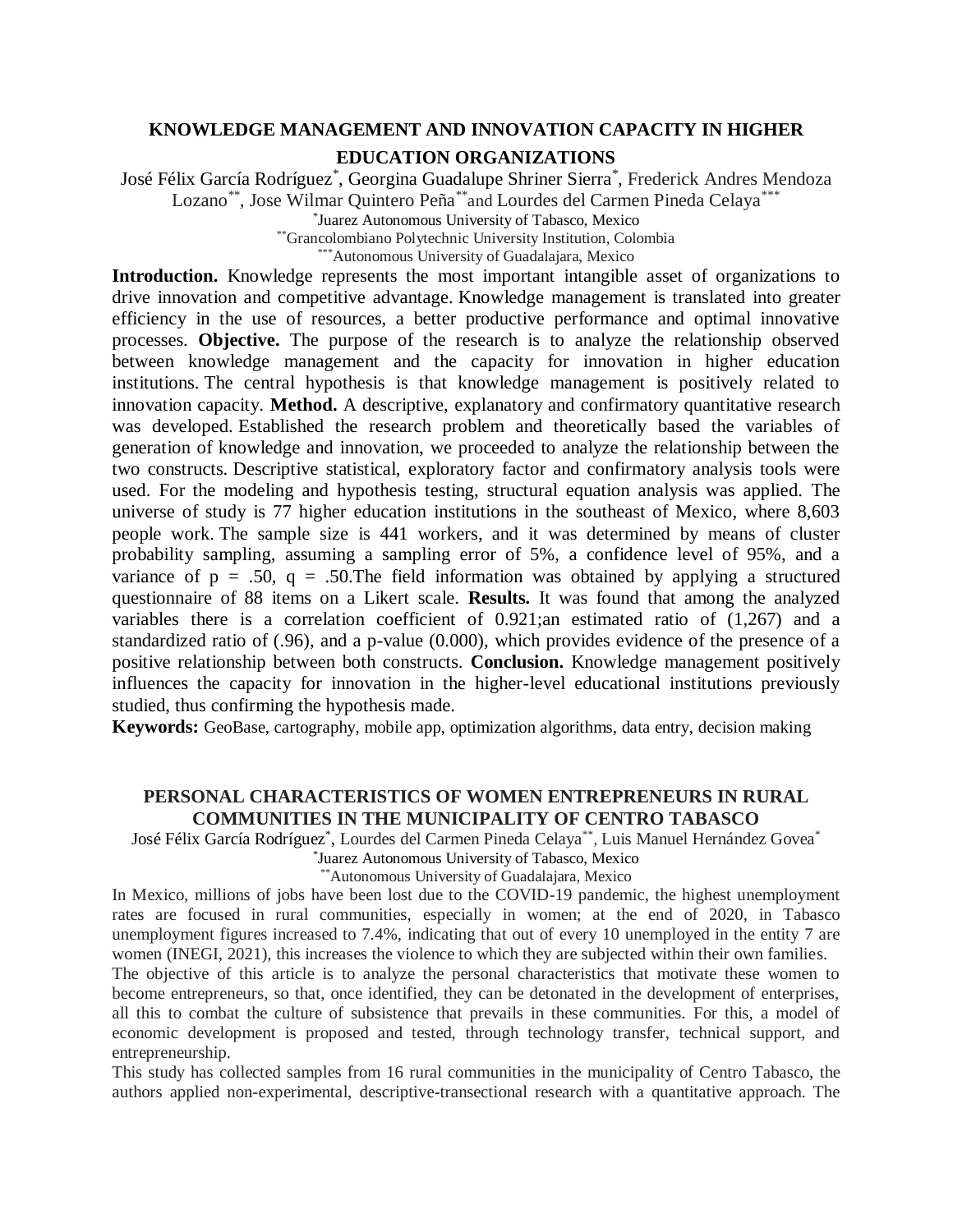## KNOWLEDGE MANAGEMENT AND INNOVATION CAPACITY IN HIGHER EDUCATION ORGANIZATIONS

José Félix García Rodríguez[*], Georgina Guadalupe Shriner Sierra[*], Frederick Andres Mendoza Lozano[**], Jose Wilmar Quintero Peña[**] and Lourdes del Carmen Pineda Celaya[***]

[*]Juarez Autonomous University of Tabasco, Mexico

[**]Grancolombiano Polytechnic University Institution, Colombia

[***]Autonomous University of Guadalajara, Mexico

**Introduction.** Knowledge represents the most important intangible asset of organizations to drive innovation and competitive advantage. Knowledge management is translated into greater efficiency in the use of resources, a better productive performance and optimal innovative processes. **Objective.** The purpose of the research is to analyze the relationship observed between knowledge management and the capacity for innovation in higher education institutions. The central hypothesis is that knowledge management is positively related to innovation capacity. **Method.** A descriptive, explanatory and confirmatory quantitative research was developed. Established the research problem and theoretically based the variables of generation of knowledge and innovation, we proceeded to analyze the relationship between the two constructs. Descriptive statistical, exploratory factor and confirmatory analysis tools were used. For the modeling and hypothesis testing, structural equation analysis was applied. The universe of study is 77 higher education institutions in the southeast of Mexico, where 8,603 people work. The sample size is 441 workers, and it was determined by means of cluster probability sampling, assuming a sampling error of 5%, a confidence level of 95%, and a variance of p = .50, q = .50.The field information was obtained by applying a structured questionnaire of 88 items on a Likert scale. **Results.** It was found that among the analyzed variables there is a correlation coefficient of 0.921;an estimated ratio of (1,267) and a standardized ratio of (.96), and a p-value (0.000), which provides evidence of the presence of a positive relationship between both constructs. **Conclusion.** Knowledge management positively influences the capacity for innovation in the higher-level educational institutions previously studied, thus confirming the hypothesis made.

**Keywords:** GeoBase, cartography, mobile app, optimization algorithms, data entry, decision making

## PERSONAL CHARACTERISTICS OF WOMEN ENTREPRENEURS IN RURAL COMMUNITIES IN THE MUNICIPALITY OF CENTRO TABASCO

José Félix García Rodríguez[*], Lourdes del Carmen Pineda Celaya[**], Luis Manuel Hernández Govea[*]

[*]Juarez Autonomous University of Tabasco, Mexico

[**]Autonomous University of Guadalajara, Mexico

In Mexico, millions of jobs have been lost due to the COVID-19 pandemic, the highest unemployment rates are focused in rural communities, especially in women; at the end of 2020, in Tabasco unemployment figures increased to 7.4%, indicating that out of every 10 unemployed in the entity 7 are women (INEGI, 2021), this increases the violence to which they are subjected within their own families.

The objective of this article is to analyze the personal characteristics that motivate these women to become entrepreneurs, so that, once identified, they can be detonated in the development of enterprises, all this to combat the culture of subsistence that prevails in these communities. For this, a model of economic development is proposed and tested, through technology transfer, technical support, and entrepreneurship.

This study has collected samples from 16 rural communities in the municipality of Centro Tabasco, the authors applied non-experimental, descriptive-transectional research with a quantitative approach. The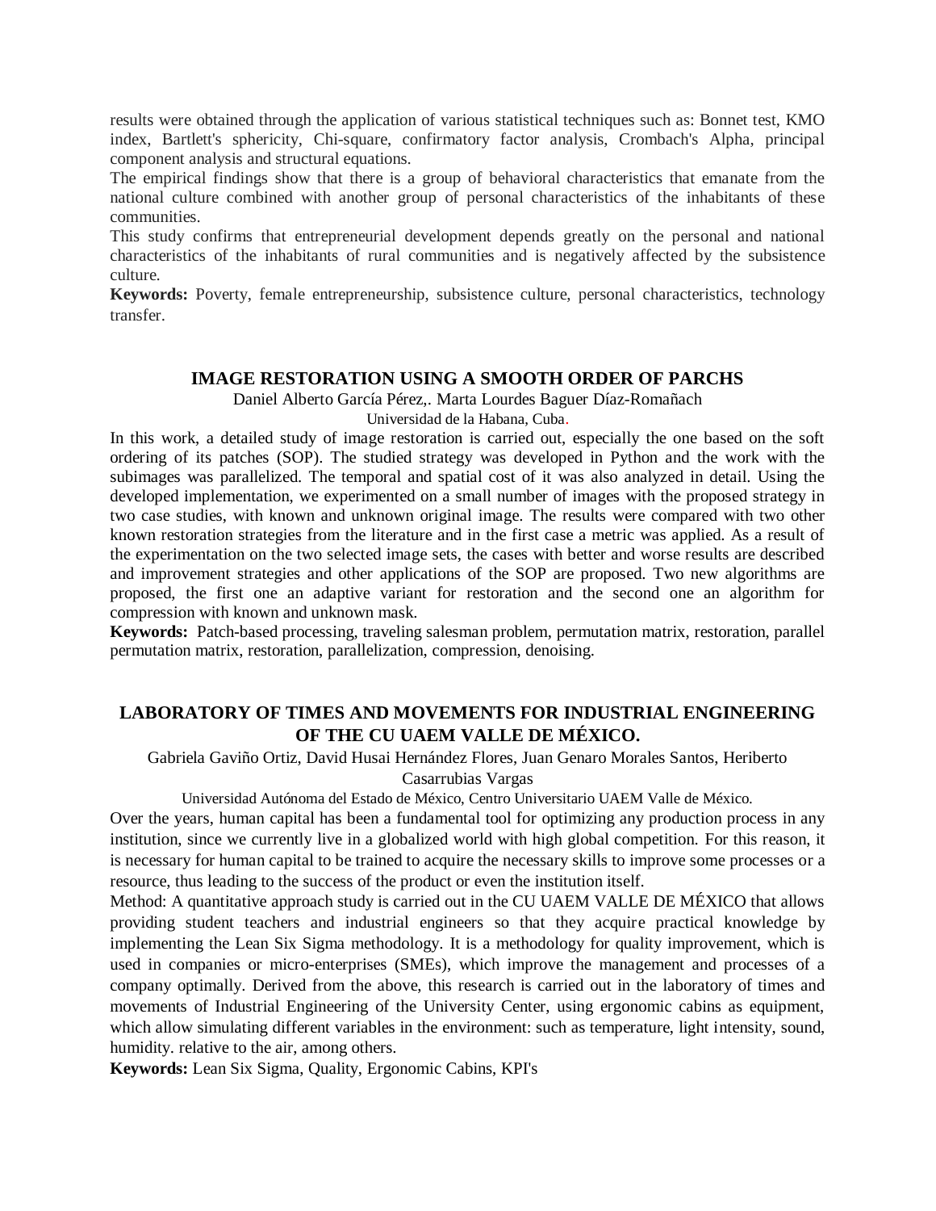results were obtained through the application of various statistical techniques such as: Bonnet test, KMO index, Bartlett's sphericity, Chi-square, confirmatory factor analysis, Crombach's Alpha, principal component analysis and structural equations.

The empirical findings show that there is a group of behavioral characteristics that emanate from the national culture combined with another group of personal characteristics of the inhabitants of these communities.

This study confirms that entrepreneurial development depends greatly on the personal and national characteristics of the inhabitants of rural communities and is negatively affected by the subsistence culture.

**Keywords:** Poverty, female entrepreneurship, subsistence culture, personal characteristics, technology transfer.

## IMAGE RESTORATION USING A SMOOTH ORDER OF PARCHS

Daniel Alberto García Pérez,. Marta Lourdes Baguer Díaz-Romañach

Universidad de la Habana, Cuba.

In this work, a detailed study of image restoration is carried out, especially the one based on the soft ordering of its patches (SOP). The studied strategy was developed in Python and the work with the subimages was parallelized. The temporal and spatial cost of it was also analyzed in detail. Using the developed implementation, we experimented on a small number of images with the proposed strategy in two case studies, with known and unknown original image. The results were compared with two other known restoration strategies from the literature and in the first case a metric was applied. As a result of the experimentation on the two selected image sets, the cases with better and worse results are described and improvement strategies and other applications of the SOP are proposed. Two new algorithms are proposed, the first one an adaptive variant for restoration and the second one an algorithm for compression with known and unknown mask.

**Keywords:** Patch-based processing, traveling salesman problem, permutation matrix, restoration, parallel permutation matrix, restoration, parallelization, compression, denoising.

## LABORATORY OF TIMES AND MOVEMENTS FOR INDUSTRIAL ENGINEERING OF THE CU UAEM VALLE DE MÉXICO.

Gabriela Gaviño Ortiz, David Husai Hernández Flores, Juan Genaro Morales Santos, Heriberto Casarrubias Vargas

Universidad Autónoma del Estado de México, Centro Universitario UAEM Valle de México.

Over the years, human capital has been a fundamental tool for optimizing any production process in any institution, since we currently live in a globalized world with high global competition. For this reason, it is necessary for human capital to be trained to acquire the necessary skills to improve some processes or a resource, thus leading to the success of the product or even the institution itself.

Method: A quantitative approach study is carried out in the CU UAEM VALLE DE MÉXICO that allows providing student teachers and industrial engineers so that they acquire practical knowledge by implementing the Lean Six Sigma methodology. It is a methodology for quality improvement, which is used in companies or micro-enterprises (SMEs), which improve the management and processes of a company optimally. Derived from the above, this research is carried out in the laboratory of times and movements of Industrial Engineering of the University Center, using ergonomic cabins as equipment, which allow simulating different variables in the environment: such as temperature, light intensity, sound, humidity. relative to the air, among others.

**Keywords:** Lean Six Sigma, Quality, Ergonomic Cabins, KPI's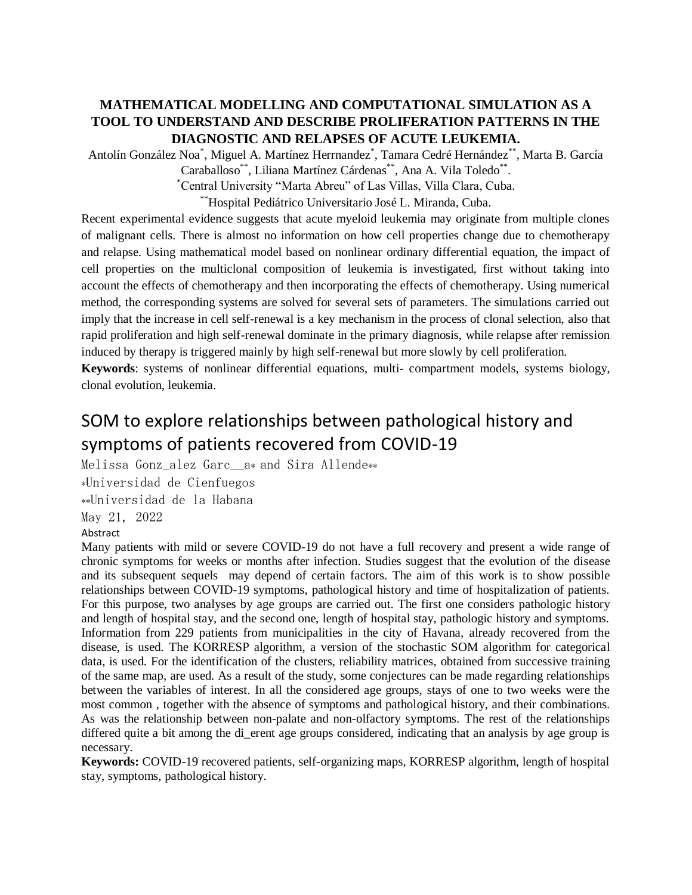**MATHEMATICAL MODELLING AND COMPUTATIONAL SIMULATION AS A TOOL TO UNDERSTAND AND DESCRIBE PROLIFERATION PATTERNS IN THE DIAGNOSTIC AND RELAPSES OF ACUTE LEUKEMIA.**

Antolín González Noa[*], Miguel A. Martínez Herrnandez[*], Tamara Cedré Hernández[**], Marta B. García Caraballoso[**], Liliana Martínez Cárdenas[**], Ana A. Vila Toledo[**].

[*]Central University "Marta Abreu" of Las Villas, Villa Clara, Cuba.

[**]Hospital Pediátrico Universitario José L. Miranda, Cuba.

Recent experimental evidence suggests that acute myeloid leukemia may originate from multiple clones of malignant cells. There is almost no information on how cell properties change due to chemotherapy and relapse. Using mathematical model based on nonlinear ordinary differential equation, the impact of cell properties on the multiclonal composition of leukemia is investigated, first without taking into account the effects of chemotherapy and then incorporating the effects of chemotherapy. Using numerical method, the corresponding systems are solved for several sets of parameters. The simulations carried out imply that the increase in cell self-renewal is a key mechanism in the process of clonal selection, also that rapid proliferation and high self-renewal dominate in the primary diagnosis, while relapse after remission induced by therapy is triggered mainly by high self-renewal but more slowly by cell proliferation.

**Keywords**: systems of nonlinear differential equations, multi- compartment models, systems biology, clonal evolution, leukemia.

# SOM to explore relationships between pathological history and symptoms of patients recovered from COVID-19

Melissa Gonz_alez Garc__a* and Sira Allende**

*Universidad de Cienfuegos

**Universidad de la Habana

May 21, 2022

Abstract

Many patients with mild or severe COVID-19 do not have a full recovery and present a wide range of chronic symptoms for weeks or months after infection. Studies suggest that the evolution of the disease and its subsequent sequels may depend of certain factors. The aim of this work is to show possible relationships between COVID-19 symptoms, pathological history and time of hospitalization of patients. For this purpose, two analyses by age groups are carried out. The first one considers pathologic history and length of hospital stay, and the second one, length of hospital stay, pathologic history and symptoms. Information from 229 patients from municipalities in the city of Havana, already recovered from the disease, is used. The KORRESP algorithm, a version of the stochastic SOM algorithm for categorical data, is used. For the identification of the clusters, reliability matrices, obtained from successive training of the same map, are used. As a result of the study, some conjectures can be made regarding relationships between the variables of interest. In all the considered age groups, stays of one to two weeks were the most common , together with the absence of symptoms and pathological history, and their combinations. As was the relationship between non-palate and non-olfactory symptoms. The rest of the relationships differed quite a bit among the di_erent age groups considered, indicating that an analysis by age group is necessary.

**Keywords:** COVID-19 recovered patients, self-organizing maps, KORRESP algorithm, length of hospital stay, symptoms, pathological history.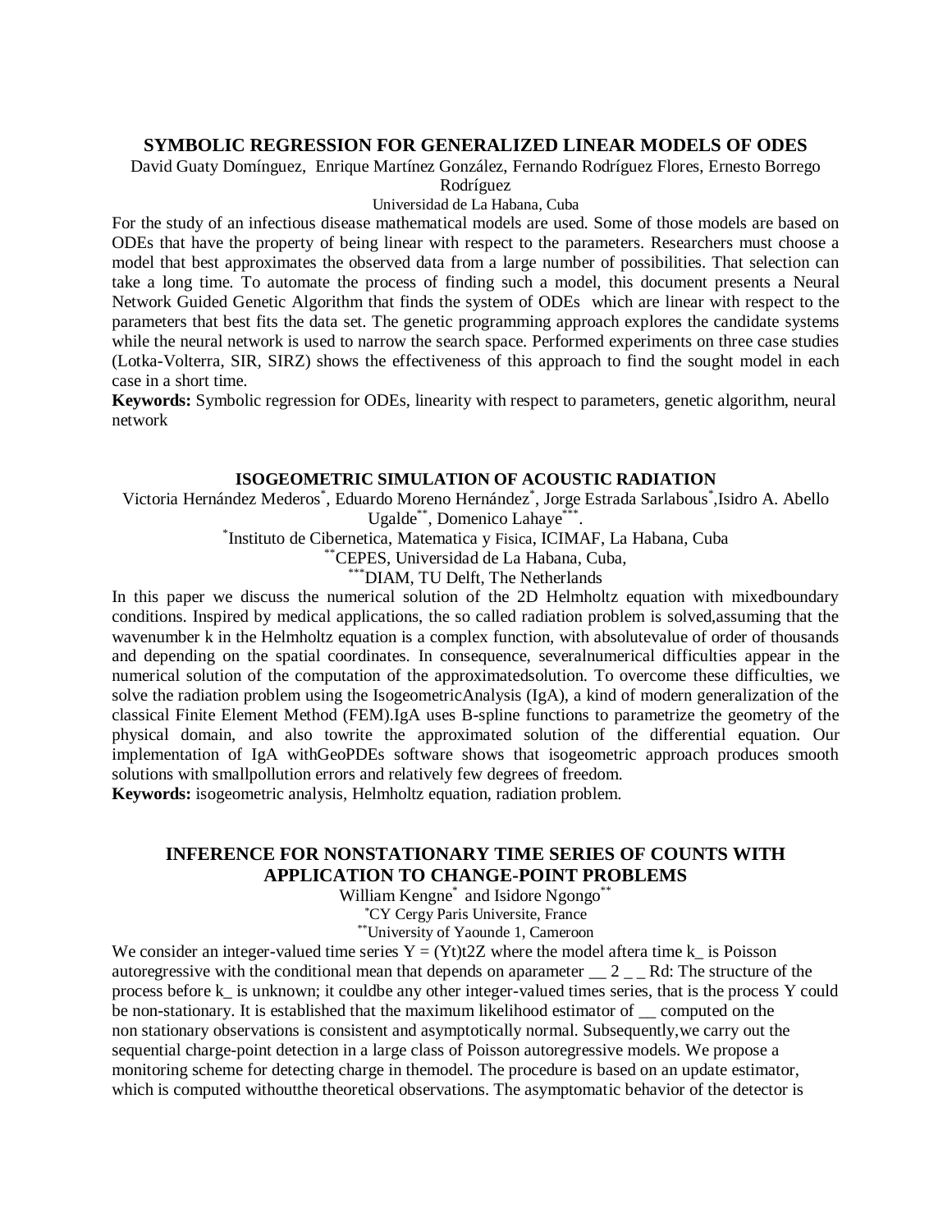### SYMBOLIC REGRESSION FOR GENERALIZED LINEAR MODELS OF ODES

David Guaty Domínguez, Enrique Martínez González, Fernando Rodríguez Flores, Ernesto Borrego Rodríguez

Universidad de La Habana, Cuba

For the study of an infectious disease mathematical models are used. Some of those models are based on ODEs that have the property of being linear with respect to the parameters. Researchers must choose a model that best approximates the observed data from a large number of possibilities. That selection can take a long time. To automate the process of finding such a model, this document presents a Neural Network Guided Genetic Algorithm that finds the system of ODEs which are linear with respect to the parameters that best fits the data set. The genetic programming approach explores the candidate systems while the neural network is used to narrow the search space. Performed experiments on three case studies (Lotka-Volterra, SIR, SIRZ) shows the effectiveness of this approach to find the sought model in each case in a short time.

**Keywords:** Symbolic regression for ODEs, linearity with respect to parameters, genetic algorithm, neural network

### ISOGEOMETRIC SIMULATION OF ACOUSTIC RADIATION

Victoria Hernández Mederos[*], Eduardo Moreno Hernández[*], Jorge Estrada Sarlabous[*], Isidro A. Abello Ugalde[**], Domenico Lahaye[***].

[*]Instituto de Cibernetica, Matematica y Fisica, ICIMAF, La Habana, Cuba

[**]CEPES, Universidad de La Habana, Cuba,

[***]DIAM, TU Delft, The Netherlands

In this paper we discuss the numerical solution of the 2D Helmholtz equation with mixedboundary conditions. Inspired by medical applications, the so called radiation problem is solved,assuming that the wavenumber k in the Helmholtz equation is a complex function, with absolutevalue of order of thousands and depending on the spatial coordinates. In consequence, severalnumerical difficulties appear in the numerical solution of the computation of the approximatedsolution. To overcome these difficulties, we solve the radiation problem using the IsogeometricAnalysis (IgA), a kind of modern generalization of the classical Finite Element Method (FEM).IgA uses B-spline functions to parametrize the geometry of the physical domain, and also towrite the approximated solution of the differential equation. Our implementation of IgA withGeoPDEs software shows that isogeometric approach produces smooth solutions with smallpollution errors and relatively few degrees of freedom.

**Keywords:** isogeometric analysis, Helmholtz equation, radiation problem.

### INFERENCE FOR NONSTATIONARY TIME SERIES OF COUNTS WITH APPLICATION TO CHANGE-POINT PROBLEMS

William Kengne[*] and Isidore Ngongo[**]

[*]CY Cergy Paris Universite, France

[**]University of Yaounde 1, Cameroon

We consider an integer-valued time series Y = (Yt)t2Z where the model aftera time k_ is Poisson autoregressive with the conditional mean that depends on aparameter __ 2 _ _ Rd: The structure of the process before k_ is unknown; it couldbe any other integer-valued times series, that is the process Y could be non-stationary. It is established that the maximum likelihood estimator of __ computed on the non stationary observations is consistent and asymptotically normal. Subsequently,we carry out the sequential charge-point detection in a large class of Poisson autoregressive models. We propose a monitoring scheme for detecting charge in themodel. The procedure is based on an update estimator, which is computed withoutthe theoretical observations. The asymptomatic behavior of the detector is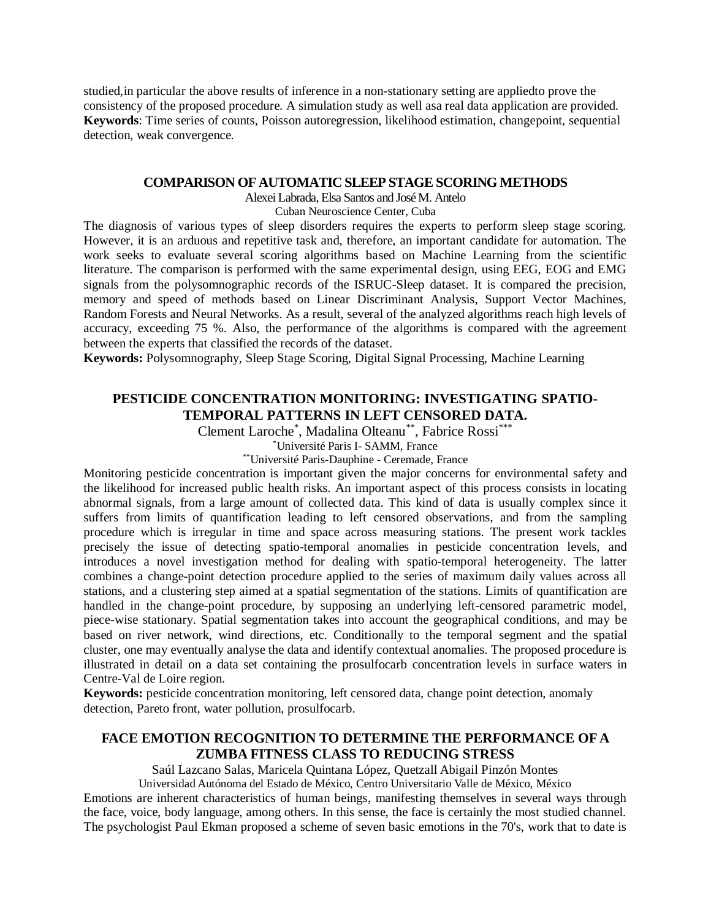studied,in particular the above results of inference in a non-stationary setting are appliedto prove the consistency of the proposed procedure. A simulation study as well asa real data application are provided.
**Keywords**: Time series of counts, Poisson autoregression, likelihood estimation, changepoint, sequential detection, weak convergence.

## COMPARISON OF AUTOMATIC SLEEP STAGE SCORING METHODS

Alexei Labrada, Elsa Santos and José M. Antelo

Cuban Neuroscience Center, Cuba

The diagnosis of various types of sleep disorders requires the experts to perform sleep stage scoring. However, it is an arduous and repetitive task and, therefore, an important candidate for automation. The work seeks to evaluate several scoring algorithms based on Machine Learning from the scientific literature. The comparison is performed with the same experimental design, using EEG, EOG and EMG signals from the polysomnographic records of the ISRUC-Sleep dataset. It is compared the precision, memory and speed of methods based on Linear Discriminant Analysis, Support Vector Machines, Random Forests and Neural Networks. As a result, several of the analyzed algorithms reach high levels of accuracy, exceeding 75 %. Also, the performance of the algorithms is compared with the agreement between the experts that classified the records of the dataset.
**Keywords:** Polysomnography, Sleep Stage Scoring, Digital Signal Processing, Machine Learning

## PESTICIDE CONCENTRATION MONITORING: INVESTIGATING SPATIO-TEMPORAL PATTERNS IN LEFT CENSORED DATA.

Clement Laroche[*], Madalina Olteanu[**], Fabrice Rossi[***]

[*]Université Paris I- SAMM, France

[**]Université Paris-Dauphine - Ceremade, France

Monitoring pesticide concentration is important given the major concerns for environmental safety and the likelihood for increased public health risks. An important aspect of this process consists in locating abnormal signals, from a large amount of collected data. This kind of data is usually complex since it suffers from limits of quantification leading to left censored observations, and from the sampling procedure which is irregular in time and space across measuring stations. The present work tackles precisely the issue of detecting spatio-temporal anomalies in pesticide concentration levels, and introduces a novel investigation method for dealing with spatio-temporal heterogeneity. The latter combines a change-point detection procedure applied to the series of maximum daily values across all stations, and a clustering step aimed at a spatial segmentation of the stations. Limits of quantification are handled in the change-point procedure, by supposing an underlying left-censored parametric model, piece-wise stationary. Spatial segmentation takes into account the geographical conditions, and may be based on river network, wind directions, etc. Conditionally to the temporal segment and the spatial cluster, one may eventually analyse the data and identify contextual anomalies. The proposed procedure is illustrated in detail on a data set containing the prosulfocarb concentration levels in surface waters in Centre-Val de Loire region.
**Keywords:** pesticide concentration monitoring, left censored data, change point detection, anomaly detection, Pareto front, water pollution, prosulfocarb.

## FACE EMOTION RECOGNITION TO DETERMINE THE PERFORMANCE OF A ZUMBA FITNESS CLASS TO REDUCING STRESS

Saúl Lazcano Salas, Maricela Quintana López, Quetzall Abigail Pinzón Montes

Universidad Autónoma del Estado de México, Centro Universitario Valle de México, México

Emotions are inherent characteristics of human beings, manifesting themselves in several ways through the face, voice, body language, among others. In this sense, the face is certainly the most studied channel. The psychologist Paul Ekman proposed a scheme of seven basic emotions in the 70's, work that to date is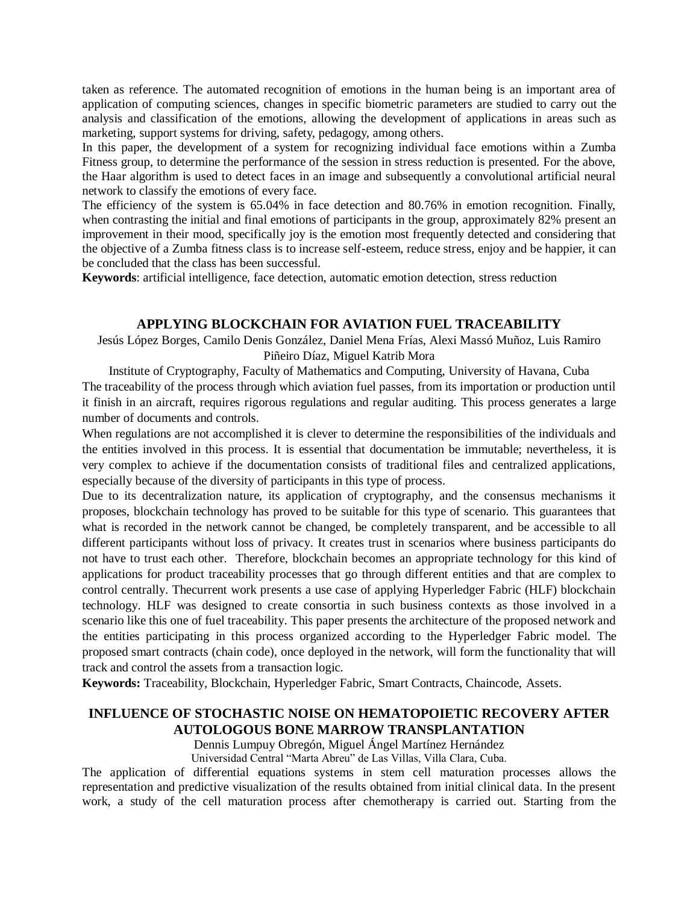taken as reference. The automated recognition of emotions in the human being is an important area of application of computing sciences, changes in specific biometric parameters are studied to carry out the analysis and classification of the emotions, allowing the development of applications in areas such as marketing, support systems for driving, safety, pedagogy, among others.

In this paper, the development of a system for recognizing individual face emotions within a Zumba Fitness group, to determine the performance of the session in stress reduction is presented. For the above, the Haar algorithm is used to detect faces in an image and subsequently a convolutional artificial neural network to classify the emotions of every face.

The efficiency of the system is 65.04% in face detection and 80.76% in emotion recognition. Finally, when contrasting the initial and final emotions of participants in the group, approximately 82% present an improvement in their mood, specifically joy is the emotion most frequently detected and considering that the objective of a Zumba fitness class is to increase self-esteem, reduce stress, enjoy and be happier, it can be concluded that the class has been successful.

**Keywords**: artificial intelligence, face detection, automatic emotion detection, stress reduction

## APPLYING BLOCKCHAIN FOR AVIATION FUEL TRACEABILITY

Jesús López Borges, Camilo Denis González, Daniel Mena Frías, Alexi Massó Muñoz, Luis Ramiro Piñeiro Díaz, Miguel Katrib Mora

Institute of Cryptography, Faculty of Mathematics and Computing, University of Havana, Cuba

The traceability of the process through which aviation fuel passes, from its importation or production until it finish in an aircraft, requires rigorous regulations and regular auditing. This process generates a large number of documents and controls.

When regulations are not accomplished it is clever to determine the responsibilities of the individuals and the entities involved in this process. It is essential that documentation be immutable; nevertheless, it is very complex to achieve if the documentation consists of traditional files and centralized applications, especially because of the diversity of participants in this type of process.

Due to its decentralization nature, its application of cryptography, and the consensus mechanisms it proposes, blockchain technology has proved to be suitable for this type of scenario. This guarantees that what is recorded in the network cannot be changed, be completely transparent, and be accessible to all different participants without loss of privacy. It creates trust in scenarios where business participants do not have to trust each other. Therefore, blockchain becomes an appropriate technology for this kind of applications for product traceability processes that go through different entities and that are complex to control centrally. Thecurrent work presents a use case of applying Hyperledger Fabric (HLF) blockchain technology. HLF was designed to create consortia in such business contexts as those involved in a scenario like this one of fuel traceability. This paper presents the architecture of the proposed network and the entities participating in this process organized according to the Hyperledger Fabric model. The proposed smart contracts (chain code), once deployed in the network, will form the functionality that will track and control the assets from a transaction logic.

**Keywords:** Traceability, Blockchain, Hyperledger Fabric, Smart Contracts, Chaincode, Assets.

## INFLUENCE OF STOCHASTIC NOISE ON HEMATOPOIETIC RECOVERY AFTER AUTOLOGOUS BONE MARROW TRANSPLANTATION

Dennis Lumpuy Obregón, Miguel Ángel Martínez Hernández

Universidad Central "Marta Abreu" de Las Villas, Villa Clara, Cuba.

The application of differential equations systems in stem cell maturation processes allows the representation and predictive visualization of the results obtained from initial clinical data. In the present work, a study of the cell maturation process after chemotherapy is carried out. Starting from the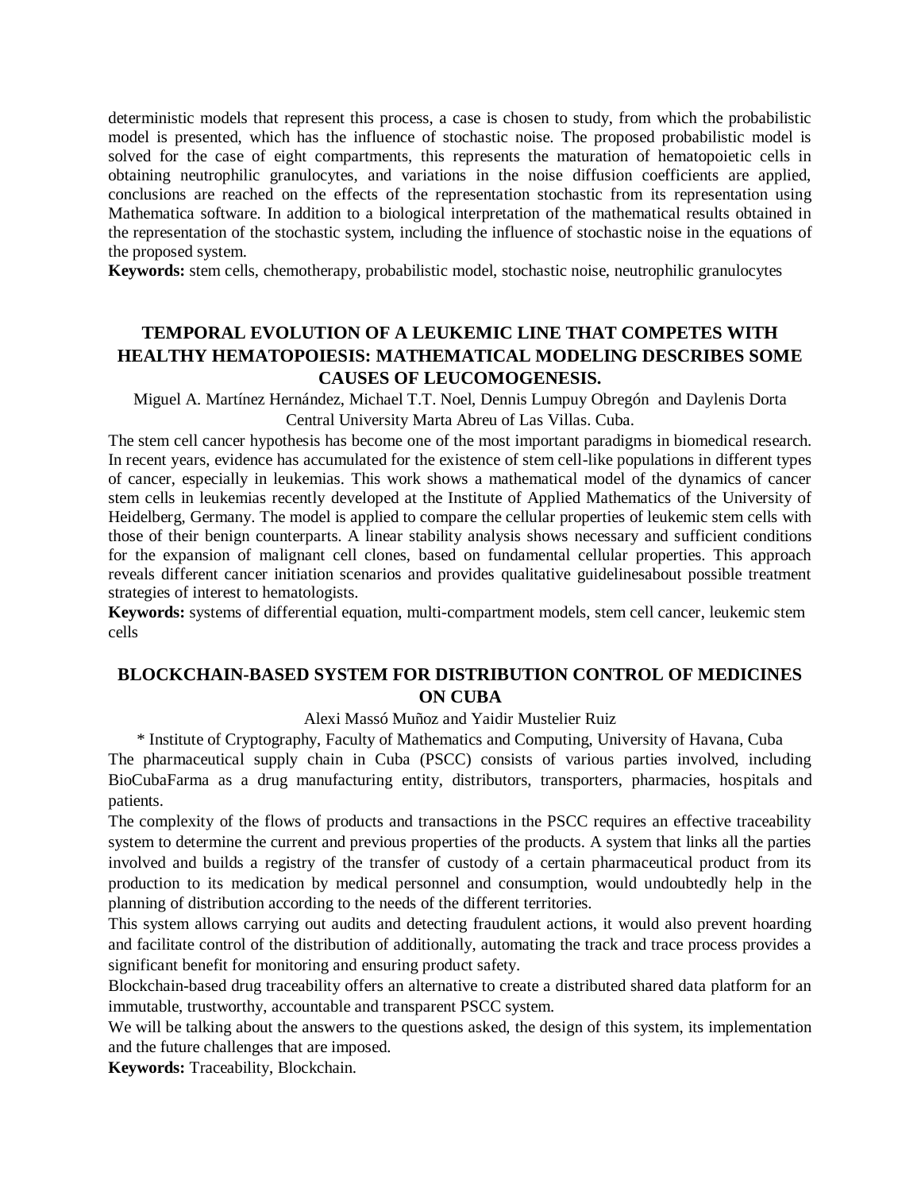deterministic models that represent this process, a case is chosen to study, from which the probabilistic model is presented, which has the influence of stochastic noise. The proposed probabilistic model is solved for the case of eight compartments, this represents the maturation of hematopoietic cells in obtaining neutrophilic granulocytes, and variations in the noise diffusion coefficients are applied, conclusions are reached on the effects of the representation stochastic from its representation using Mathematica software. In addition to a biological interpretation of the mathematical results obtained in the representation of the stochastic system, including the influence of stochastic noise in the equations of the proposed system.

**Keywords:** stem cells, chemotherapy, probabilistic model, stochastic noise, neutrophilic granulocytes

## TEMPORAL EVOLUTION OF A LEUKEMIC LINE THAT COMPETES WITH HEALTHY HEMATOPOIESIS: MATHEMATICAL MODELING DESCRIBES SOME CAUSES OF LEUCOMOGENESIS.

Miguel A. Martínez Hernández, Michael T.T. Noel, Dennis Lumpuy Obregón and Daylenis Dorta
Central University Marta Abreu of Las Villas. Cuba.

The stem cell cancer hypothesis has become one of the most important paradigms in biomedical research. In recent years, evidence has accumulated for the existence of stem cell-like populations in different types of cancer, especially in leukemias. This work shows a mathematical model of the dynamics of cancer stem cells in leukemias recently developed at the Institute of Applied Mathematics of the University of Heidelberg, Germany. The model is applied to compare the cellular properties of leukemic stem cells with those of their benign counterparts. A linear stability analysis shows necessary and sufficient conditions for the expansion of malignant cell clones, based on fundamental cellular properties. This approach reveals different cancer initiation scenarios and provides qualitative guidelinesabout possible treatment strategies of interest to hematologists.

**Keywords:** systems of differential equation, multi-compartment models, stem cell cancer, leukemic stem cells

## BLOCKCHAIN-BASED SYSTEM FOR DISTRIBUTION CONTROL OF MEDICINES ON CUBA

Alexi Massó Muñoz and Yaidir Mustelier Ruiz

\* Institute of Cryptography, Faculty of Mathematics and Computing, University of Havana, Cuba

The pharmaceutical supply chain in Cuba (PSCC) consists of various parties involved, including BioCubaFarma as a drug manufacturing entity, distributors, transporters, pharmacies, hospitals and patients.

The complexity of the flows of products and transactions in the PSCC requires an effective traceability system to determine the current and previous properties of the products. A system that links all the parties involved and builds a registry of the transfer of custody of a certain pharmaceutical product from its production to its medication by medical personnel and consumption, would undoubtedly help in the planning of distribution according to the needs of the different territories.

This system allows carrying out audits and detecting fraudulent actions, it would also prevent hoarding and facilitate control of the distribution of additionally, automating the track and trace process provides a significant benefit for monitoring and ensuring product safety.

Blockchain-based drug traceability offers an alternative to create a distributed shared data platform for an immutable, trustworthy, accountable and transparent PSCC system.

We will be talking about the answers to the questions asked, the design of this system, its implementation and the future challenges that are imposed.

**Keywords:** Traceability, Blockchain.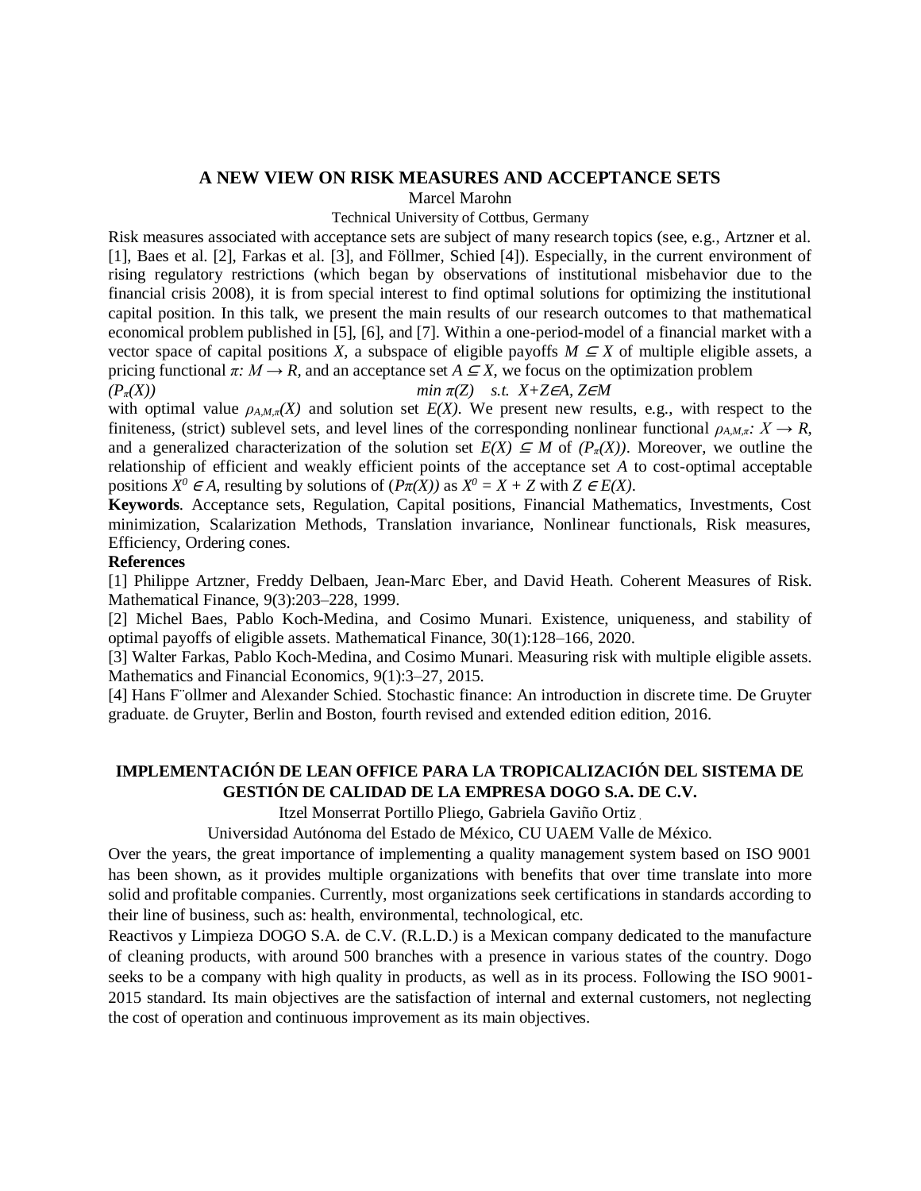## A NEW VIEW ON RISK MEASURES AND ACCEPTANCE SETS

Marcel Marohn

Technical University of Cottbus, Germany

Risk measures associated with acceptance sets are subject of many research topics (see, e.g., Artzner et al. [1], Baes et al. [2], Farkas et al. [3], and Föllmer, Schied [4]). Especially, in the current environment of rising regulatory restrictions (which began by observations of institutional misbehavior due to the financial crisis 2008), it is from special interest to find optimal solutions for optimizing the institutional capital position. In this talk, we present the main results of our research outcomes to that mathematical economical problem published in [5], [6], and [7]. Within a one-period-model of a financial market with a vector space of capital positions $X$, a subspace of eligible payoffs $M \subseteq X$ of multiple eligible assets, a pricing functional $\pi: M \rightarrow R$, and an acceptance set $A \subseteq X$, we focus on the optimization problem

$$(P_\pi(X)) \qquad \min \pi(Z) \quad s.t. \;\; X+Z \in A, \; Z \in M$$

with optimal value $\rho_{A,M,\pi}(X)$ and solution set $E(X)$. We present new results, e.g., with respect to the finiteness, (strict) sublevel sets, and level lines of the corresponding nonlinear functional $\rho_{A,M,\pi}: X \rightarrow R$, and a generalized characterization of the solution set $E(X) \subseteq M$ of $(P_\pi(X))$. Moreover, we outline the relationship of efficient and weakly efficient points of the acceptance set $A$ to cost-optimal acceptable positions $X^0 \in A$, resulting by solutions of $(P\pi(X))$ as $X^0 = X + Z$ with $Z \in E(X)$.

**Keywords**. Acceptance sets, Regulation, Capital positions, Financial Mathematics, Investments, Cost minimization, Scalarization Methods, Translation invariance, Nonlinear functionals, Risk measures, Efficiency, Ordering cones.

**References**

[1] Philippe Artzner, Freddy Delbaen, Jean-Marc Eber, and David Heath. Coherent Measures of Risk. Mathematical Finance, 9(3):203–228, 1999.

[2] Michel Baes, Pablo Koch-Medina, and Cosimo Munari. Existence, uniqueness, and stability of optimal payoffs of eligible assets. Mathematical Finance, 30(1):128–166, 2020.

[3] Walter Farkas, Pablo Koch-Medina, and Cosimo Munari. Measuring risk with multiple eligible assets. Mathematics and Financial Economics, 9(1):3–27, 2015.

[4] Hans F¨ollmer and Alexander Schied. Stochastic finance: An introduction in discrete time. De Gruyter graduate. de Gruyter, Berlin and Boston, fourth revised and extended edition edition, 2016.

## IMPLEMENTACIÓN DE LEAN OFFICE PARA LA TROPICALIZACIÓN DEL SISTEMA DE GESTIÓN DE CALIDAD DE LA EMPRESA DOGO S.A. DE C.V.

Itzel Monserrat Portillo Pliego, Gabriela Gaviño Ortiz

Universidad Autónoma del Estado de México, CU UAEM Valle de México.

Over the years, the great importance of implementing a quality management system based on ISO 9001 has been shown, as it provides multiple organizations with benefits that over time translate into more solid and profitable companies. Currently, most organizations seek certifications in standards according to their line of business, such as: health, environmental, technological, etc.

Reactivos y Limpieza DOGO S.A. de C.V. (R.L.D.) is a Mexican company dedicated to the manufacture of cleaning products, with around 500 branches with a presence in various states of the country. Dogo seeks to be a company with high quality in products, as well as in its process. Following the ISO 9001-2015 standard. Its main objectives are the satisfaction of internal and external customers, not neglecting the cost of operation and continuous improvement as its main objectives.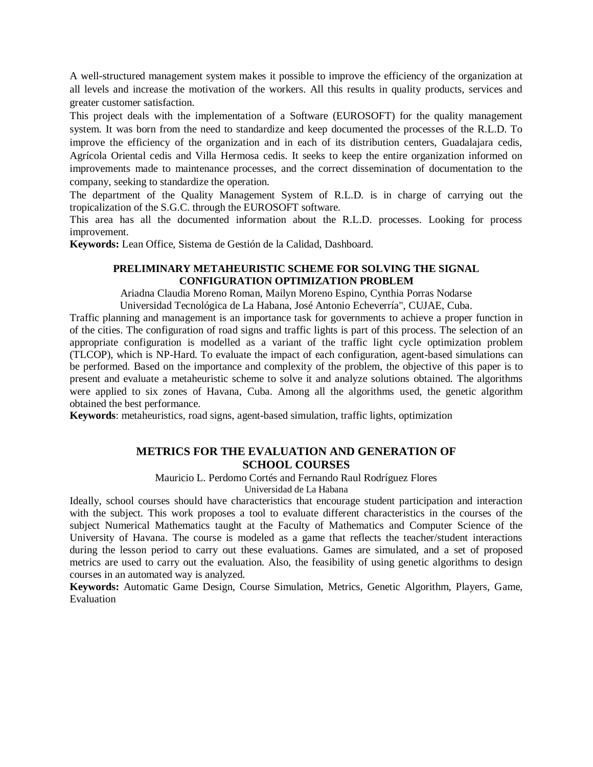A well-structured management system makes it possible to improve the efficiency of the organization at all levels and increase the motivation of the workers. All this results in quality products, services and greater customer satisfaction.

This project deals with the implementation of a Software (EUROSOFT) for the quality management system. It was born from the need to standardize and keep documented the processes of the R.L.D. To improve the efficiency of the organization and in each of its distribution centers, Guadalajara cedis, Agrícola Oriental cedis and Villa Hermosa cedis. It seeks to keep the entire organization informed on improvements made to maintenance processes, and the correct dissemination of documentation to the company, seeking to standardize the operation.

The department of the Quality Management System of R.L.D. is in charge of carrying out the tropicalization of the S.G.C. through the EUROSOFT software.

This area has all the documented information about the R.L.D. processes. Looking for process improvement.

**Keywords:** Lean Office, Sistema de Gestión de la Calidad, Dashboard.

## PRELIMINARY METAHEURISTIC SCHEME FOR SOLVING THE SIGNAL CONFIGURATION OPTIMIZATION PROBLEM

Ariadna Claudia Moreno Roman, Mailyn Moreno Espino, Cynthia Porras Nodarse

Universidad Tecnológica de La Habana, José Antonio Echeverría", CUJAE, Cuba.

Traffic planning and management is an importance task for governments to achieve a proper function in of the cities. The configuration of road signs and traffic lights is part of this process. The selection of an appropriate configuration is modelled as a variant of the traffic light cycle optimization problem (TLCOP), which is NP-Hard. To evaluate the impact of each configuration, agent-based simulations can be performed. Based on the importance and complexity of the problem, the objective of this paper is to present and evaluate a metaheuristic scheme to solve it and analyze solutions obtained. The algorithms were applied to six zones of Havana, Cuba. Among all the algorithms used, the genetic algorithm obtained the best performance.

**Keywords**: metaheuristics, road signs, agent-based simulation, traffic lights, optimization

## METRICS FOR THE EVALUATION AND GENERATION OF SCHOOL COURSES

Mauricio L. Perdomo Cortés and Fernando Raul Rodríguez Flores

Universidad de La Habana

Ideally, school courses should have characteristics that encourage student participation and interaction with the subject. This work proposes a tool to evaluate different characteristics in the courses of the subject Numerical Mathematics taught at the Faculty of Mathematics and Computer Science of the University of Havana. The course is modeled as a game that reflects the teacher/student interactions during the lesson period to carry out these evaluations. Games are simulated, and a set of proposed metrics are used to carry out the evaluation. Also, the feasibility of using genetic algorithms to design courses in an automated way is analyzed.

**Keywords:** Automatic Game Design, Course Simulation, Metrics, Genetic Algorithm, Players, Game, Evaluation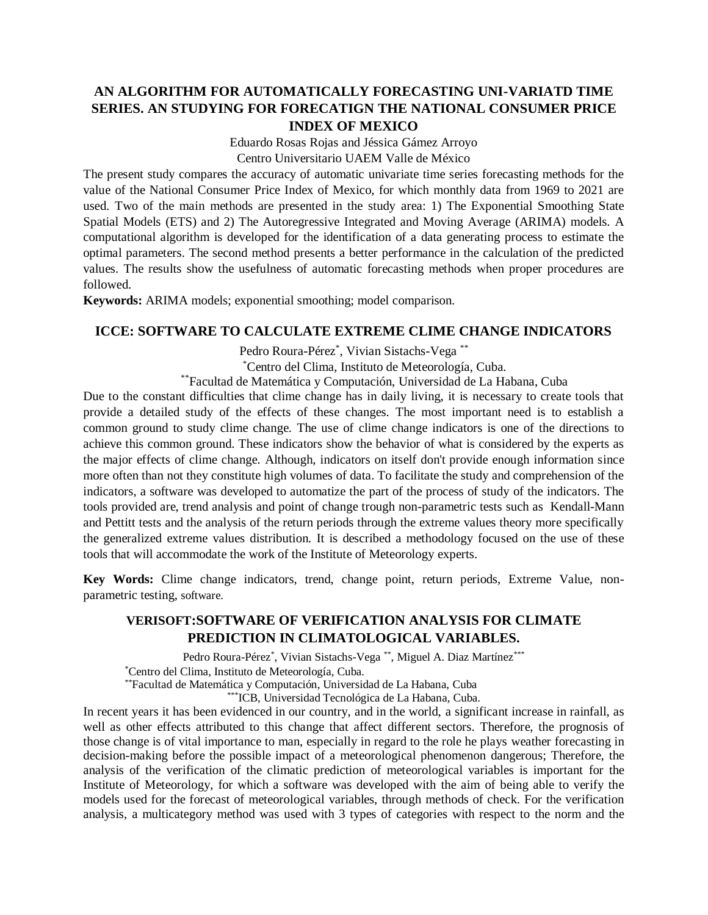## AN ALGORITHM FOR AUTOMATICALLY FORECASTING UNI-VARIATD TIME SERIES. AN STUDYING FOR FORECATIGN THE NATIONAL CONSUMER PRICE INDEX OF MEXICO

Eduardo Rosas Rojas and Jéssica Gámez Arroyo

Centro Universitario UAEM Valle de México

The present study compares the accuracy of automatic univariate time series forecasting methods for the value of the National Consumer Price Index of Mexico, for which monthly data from 1969 to 2021 are used. Two of the main methods are presented in the study area: 1) The Exponential Smoothing State Spatial Models (ETS) and 2) The Autoregressive Integrated and Moving Average (ARIMA) models. A computational algorithm is developed for the identification of a data generating process to estimate the optimal parameters. The second method presents a better performance in the calculation of the predicted values. The results show the usefulness of automatic forecasting methods when proper procedures are followed.

**Keywords:** ARIMA models; exponential smoothing; model comparison.

## ICCE: SOFTWARE TO CALCULATE EXTREME CLIME CHANGE INDICATORS

Pedro Roura-Pérez[*], Vivian Sistachs-Vega[**]

[*]Centro del Clima, Instituto de Meteorología, Cuba.

[**]Facultad de Matemática y Computación, Universidad de La Habana, Cuba

Due to the constant difficulties that clime change has in daily living, it is necessary to create tools that provide a detailed study of the effects of these changes. The most important need is to establish a common ground to study clime change. The use of clime change indicators is one of the directions to achieve this common ground. These indicators show the behavior of what is considered by the experts as the major effects of clime change. Although, indicators on itself don't provide enough information since more often than not they constitute high volumes of data. To facilitate the study and comprehension of the indicators, a software was developed to automatize the part of the process of study of the indicators. The tools provided are, trend analysis and point of change trough non-parametric tests such as Kendall-Mann and Pettitt tests and the analysis of the return periods through the extreme values theory more specifically the generalized extreme values distribution. It is described a methodology focused on the use of these tools that will accommodate the work of the Institute of Meteorology experts.

**Key Words:** Clime change indicators, trend, change point, return periods, Extreme Value, non-parametric testing, software.

## VERISOFT:SOFTWARE OF VERIFICATION ANALYSIS FOR CLIMATE PREDICTION IN CLIMATOLOGICAL VARIABLES.

Pedro Roura-Pérez[*], Vivian Sistachs-Vega[**], Miguel A. Diaz Martínez[***]

[*]Centro del Clima, Instituto de Meteorología, Cuba.

[**]Facultad de Matemática y Computación, Universidad de La Habana, Cuba

[***]ICB, Universidad Tecnológica de La Habana, Cuba.

In recent years it has been evidenced in our country, and in the world, a significant increase in rainfall, as well as other effects attributed to this change that affect different sectors. Therefore, the prognosis of those change is of vital importance to man, especially in regard to the role he plays weather forecasting in decision-making before the possible impact of a meteorological phenomenon dangerous; Therefore, the analysis of the verification of the climatic prediction of meteorological variables is important for the Institute of Meteorology, for which a software was developed with the aim of being able to verify the models used for the forecast of meteorological variables, through methods of check. For the verification analysis, a multicategory method was used with 3 types of categories with respect to the norm and the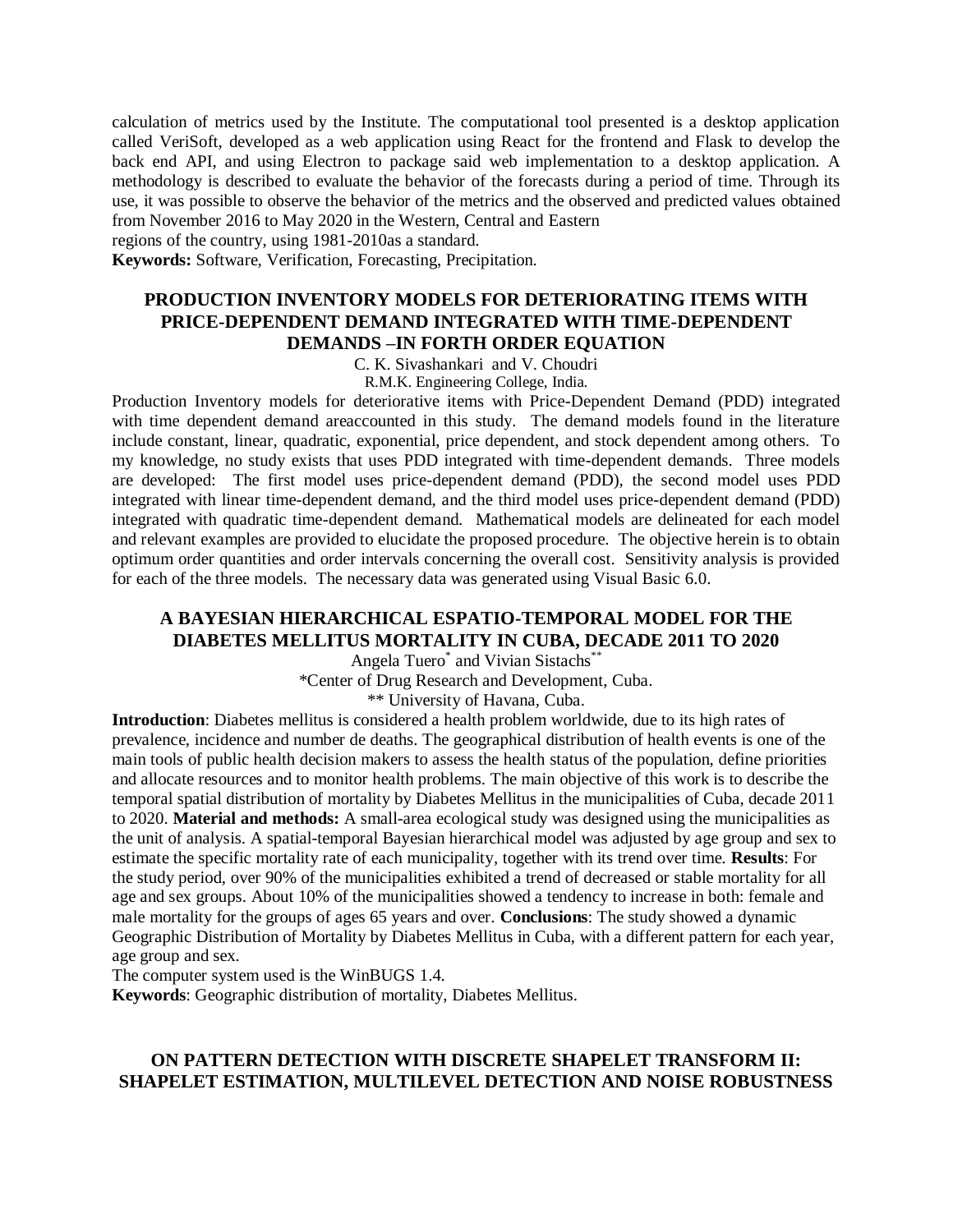calculation of metrics used by the Institute. The computational tool presented is a desktop application called VeriSoft, developed as a web application using React for the frontend and Flask to develop the back end API, and using Electron to package said web implementation to a desktop application. A methodology is described to evaluate the behavior of the forecasts during a period of time. Through its use, it was possible to observe the behavior of the metrics and the observed and predicted values obtained from November 2016 to May 2020 in the Western, Central and Eastern
regions of the country, using 1981-2010as a standard.

**Keywords:** Software, Verification, Forecasting, Precipitation.

## PRODUCTION INVENTORY MODELS FOR DETERIORATING ITEMS WITH PRICE-DEPENDENT DEMAND INTEGRATED WITH TIME-DEPENDENT DEMANDS –IN FORTH ORDER EQUATION

C. K. Sivashankari and V. Choudri

R.M.K. Engineering College, India.

Production Inventory models for deteriorative items with Price-Dependent Demand (PDD) integrated with time dependent demand areaccounted in this study. The demand models found in the literature include constant, linear, quadratic, exponential, price dependent, and stock dependent among others. To my knowledge, no study exists that uses PDD integrated with time-dependent demands. Three models are developed: The first model uses price-dependent demand (PDD), the second model uses PDD integrated with linear time-dependent demand, and the third model uses price-dependent demand (PDD) integrated with quadratic time-dependent demand. Mathematical models are delineated for each model and relevant examples are provided to elucidate the proposed procedure. The objective herein is to obtain optimum order quantities and order intervals concerning the overall cost. Sensitivity analysis is provided for each of the three models. The necessary data was generated using Visual Basic 6.0.

## A BAYESIAN HIERARCHICAL ESPATIO-TEMPORAL MODEL FOR THE DIABETES MELLITUS MORTALITY IN CUBA, DECADE 2011 TO 2020

Angela Tuero[*] and Vivian Sistachs[**]

*Center of Drug Research and Development, Cuba.

** University of Havana, Cuba.

**Introduction**: Diabetes mellitus is considered a health problem worldwide, due to its high rates of prevalence, incidence and number de deaths. The geographical distribution of health events is one of the main tools of public health decision makers to assess the health status of the population, define priorities and allocate resources and to monitor health problems. The main objective of this work is to describe the temporal spatial distribution of mortality by Diabetes Mellitus in the municipalities of Cuba, decade 2011 to 2020. **Material and methods:** A small-area ecological study was designed using the municipalities as the unit of analysis. A spatial-temporal Bayesian hierarchical model was adjusted by age group and sex to estimate the specific mortality rate of each municipality, together with its trend over time. **Results**: For the study period, over 90% of the municipalities exhibited a trend of decreased or stable mortality for all age and sex groups. About 10% of the municipalities showed a tendency to increase in both: female and male mortality for the groups of ages 65 years and over. **Conclusions**: The study showed a dynamic Geographic Distribution of Mortality by Diabetes Mellitus in Cuba, with a different pattern for each year, age group and sex.

The computer system used is the WinBUGS 1.4.

**Keywords**: Geographic distribution of mortality, Diabetes Mellitus.

## ON PATTERN DETECTION WITH DISCRETE SHAPELET TRANSFORM II: SHAPELET ESTIMATION, MULTILEVEL DETECTION AND NOISE ROBUSTNESS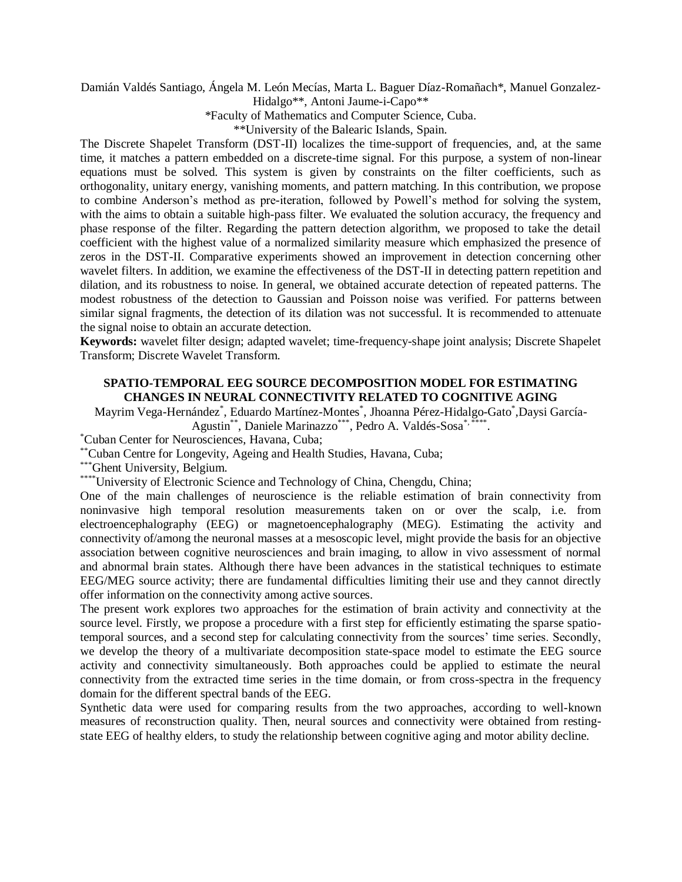Damián Valdés Santiago, Ángela M. León Mecías, Marta L. Baguer Díaz-Romañach*, Manuel Gonzalez-Hidalgo**, Antoni Jaume-i-Capo**

*Faculty of Mathematics and Computer Science, Cuba.

**University of the Balearic Islands, Spain.

The Discrete Shapelet Transform (DST-II) localizes the time-support of frequencies, and, at the same time, it matches a pattern embedded on a discrete-time signal. For this purpose, a system of non-linear equations must be solved. This system is given by constraints on the filter coefficients, such as orthogonality, unitary energy, vanishing moments, and pattern matching. In this contribution, we propose to combine Anderson's method as pre-iteration, followed by Powell's method for solving the system, with the aims to obtain a suitable high-pass filter. We evaluated the solution accuracy, the frequency and phase response of the filter. Regarding the pattern detection algorithm, we proposed to take the detail coefficient with the highest value of a normalized similarity measure which emphasized the presence of zeros in the DST-II. Comparative experiments showed an improvement in detection concerning other wavelet filters. In addition, we examine the effectiveness of the DST-II in detecting pattern repetition and dilation, and its robustness to noise. In general, we obtained accurate detection of repeated patterns. The modest robustness of the detection to Gaussian and Poisson noise was verified. For patterns between similar signal fragments, the detection of its dilation was not successful. It is recommended to attenuate the signal noise to obtain an accurate detection.

**Keywords:** wavelet filter design; adapted wavelet; time-frequency-shape joint analysis; Discrete Shapelet Transform; Discrete Wavelet Transform.

## SPATIO-TEMPORAL EEG SOURCE DECOMPOSITION MODEL FOR ESTIMATING CHANGES IN NEURAL CONNECTIVITY RELATED TO COGNITIVE AGING

Mayrim Vega-Hernández[*], Eduardo Martínez-Montes[*], Jhoanna Pérez-Hidalgo-Gato[*], Daysi García-Agustin[**], Daniele Marinazzo[***], Pedro A. Valdés-Sosa[*, ****].

[*]Cuban Center for Neurosciences, Havana, Cuba;

[**]Cuban Centre for Longevity, Ageing and Health Studies, Havana, Cuba;

[***]Ghent University, Belgium.

[****]University of Electronic Science and Technology of China, Chengdu, China;

One of the main challenges of neuroscience is the reliable estimation of brain connectivity from noninvasive high temporal resolution measurements taken on or over the scalp, i.e. from electroencephalography (EEG) or magnetoencephalography (MEG). Estimating the activity and connectivity of/among the neuronal masses at a mesoscopic level, might provide the basis for an objective association between cognitive neurosciences and brain imaging, to allow in vivo assessment of normal and abnormal brain states. Although there have been advances in the statistical techniques to estimate EEG/MEG source activity; there are fundamental difficulties limiting their use and they cannot directly offer information on the connectivity among active sources.

The present work explores two approaches for the estimation of brain activity and connectivity at the source level. Firstly, we propose a procedure with a first step for efficiently estimating the sparse spatio-temporal sources, and a second step for calculating connectivity from the sources' time series. Secondly, we develop the theory of a multivariate decomposition state-space model to estimate the EEG source activity and connectivity simultaneously. Both approaches could be applied to estimate the neural connectivity from the extracted time series in the time domain, or from cross-spectra in the frequency domain for the different spectral bands of the EEG.

Synthetic data were used for comparing results from the two approaches, according to well-known measures of reconstruction quality. Then, neural sources and connectivity were obtained from resting-state EEG of healthy elders, to study the relationship between cognitive aging and motor ability decline.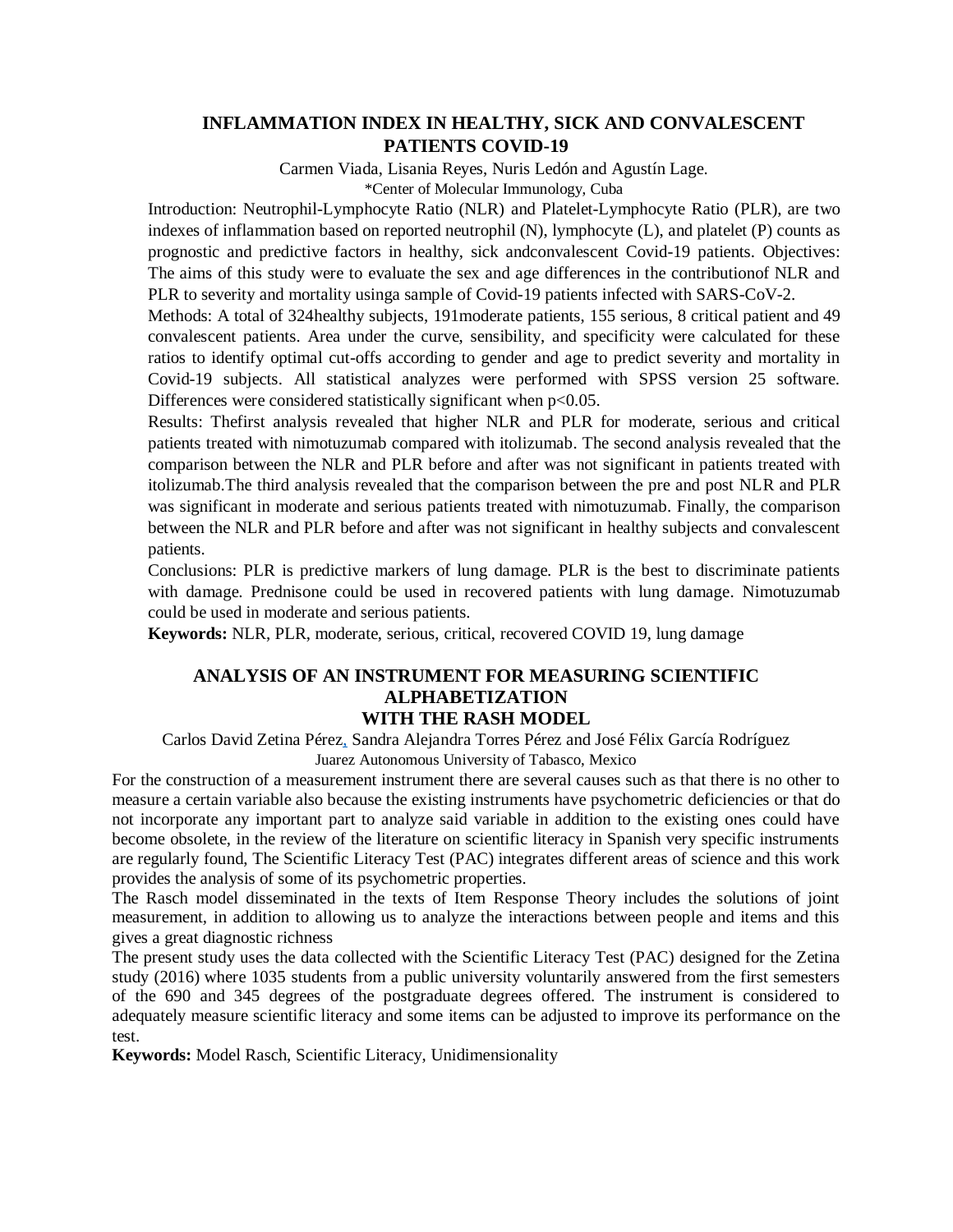## INFLAMMATION INDEX IN HEALTHY, SICK AND CONVALESCENT PATIENTS COVID-19

Carmen Viada, Lisania Reyes, Nuris Ledón and Agustín Lage.

*Center of Molecular Immunology, Cuba

Introduction: Neutrophil-Lymphocyte Ratio (NLR) and Platelet-Lymphocyte Ratio (PLR), are two indexes of inflammation based on reported neutrophil (N), lymphocyte (L), and platelet (P) counts as prognostic and predictive factors in healthy, sick andconvalescent Covid-19 patients. Objectives: The aims of this study were to evaluate the sex and age differences in the contributionof NLR and PLR to severity and mortality usinga sample of Covid-19 patients infected with SARS-CoV-2.

Methods: A total of 324healthy subjects, 191moderate patients, 155 serious, 8 critical patient and 49 convalescent patients. Area under the curve, sensibility, and specificity were calculated for these ratios to identify optimal cut-offs according to gender and age to predict severity and mortality in Covid-19 subjects. All statistical analyzes were performed with SPSS version 25 software. Differences were considered statistically significant when $p<0.05$.

Results: Thefirst analysis revealed that higher NLR and PLR for moderate, serious and critical patients treated with nimotuzumab compared with itolizumab. The second analysis revealed that the comparison between the NLR and PLR before and after was not significant in patients treated with itolizumab.The third analysis revealed that the comparison between the pre and post NLR and PLR was significant in moderate and serious patients treated with nimotuzumab. Finally, the comparison between the NLR and PLR before and after was not significant in healthy subjects and convalescent patients.

Conclusions: PLR is predictive markers of lung damage. PLR is the best to discriminate patients with damage. Prednisone could be used in recovered patients with lung damage. Nimotuzumab could be used in moderate and serious patients.

**Keywords:** NLR, PLR, moderate, serious, critical, recovered COVID 19, lung damage

## ANALYSIS OF AN INSTRUMENT FOR MEASURING SCIENTIFIC ALPHABETIZATION WITH THE RASH MODEL

Carlos David Zetina Pérez, Sandra Alejandra Torres Pérez and José Félix García Rodríguez

Juarez Autonomous University of Tabasco, Mexico

For the construction of a measurement instrument there are several causes such as that there is no other to measure a certain variable also because the existing instruments have psychometric deficiencies or that do not incorporate any important part to analyze said variable in addition to the existing ones could have become obsolete, in the review of the literature on scientific literacy in Spanish very specific instruments are regularly found, The Scientific Literacy Test (PAC) integrates different areas of science and this work provides the analysis of some of its psychometric properties.

The Rasch model disseminated in the texts of Item Response Theory includes the solutions of joint measurement, in addition to allowing us to analyze the interactions between people and items and this gives a great diagnostic richness

The present study uses the data collected with the Scientific Literacy Test (PAC) designed for the Zetina study (2016) where 1035 students from a public university voluntarily answered from the first semesters of the 690 and 345 degrees of the postgraduate degrees offered. The instrument is considered to adequately measure scientific literacy and some items can be adjusted to improve its performance on the test.

**Keywords:** Model Rasch, Scientific Literacy, Unidimensionality